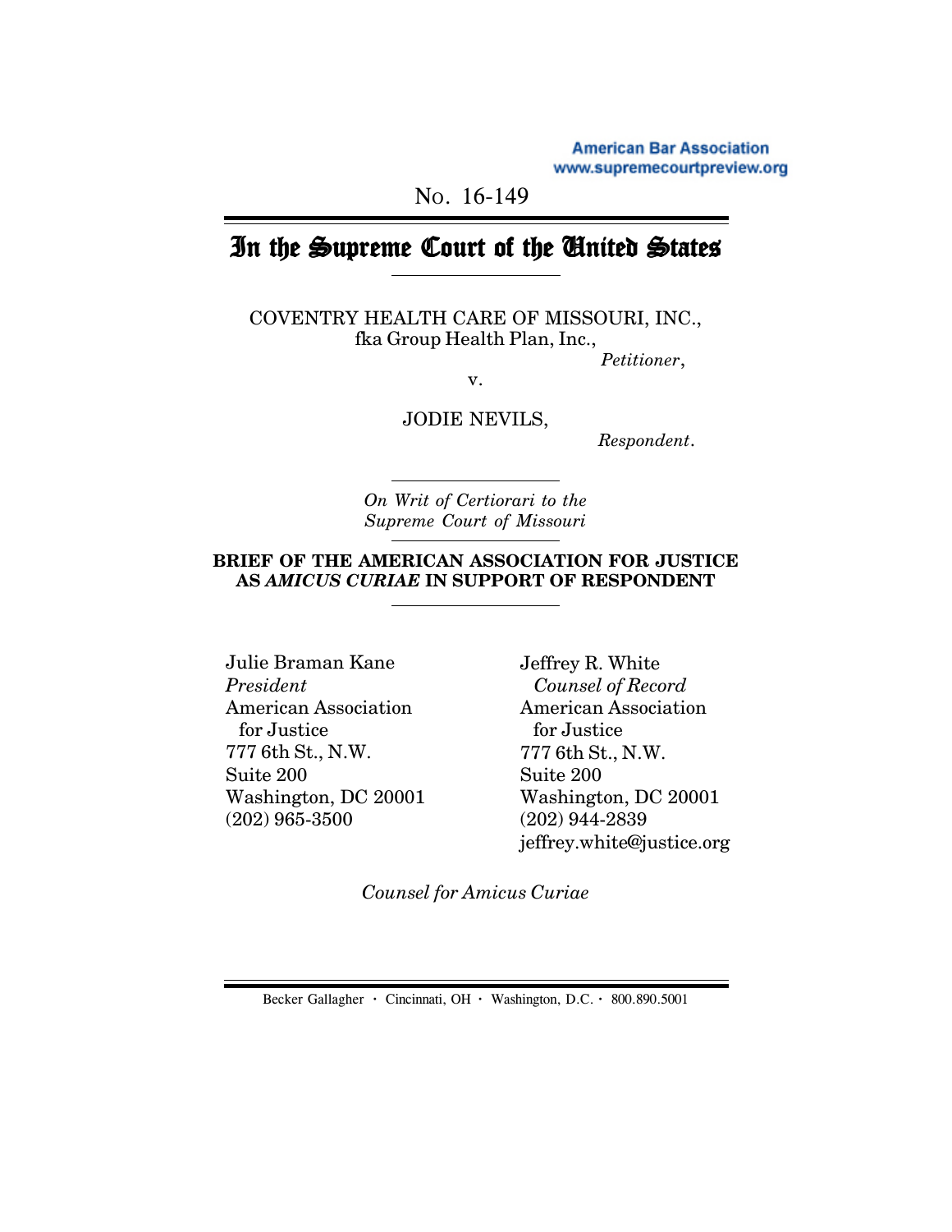American Bar Association
www.supremecourtpreview.org

No. 16-149

# In the Supreme Court of the United States

COVENTRY HEALTH CARE OF MISSOURI, INC.,
fka Group Health Plan, Inc.,

*Petitioner*,

v.

JODIE NEVILS,

*Respondent*.

*On Writ of Certiorari to the Supreme Court of Missouri*

**BRIEF OF THE AMERICAN ASSOCIATION FOR JUSTICE AS *AMICUS CURIAE* IN SUPPORT OF RESPONDENT**

Julie Braman Kane
*President*
American Association for Justice
777 6th St., N.W.
Suite 200
Washington, DC 20001
(202) 965-3500

Jeffrey R. White
*Counsel of Record*
American Association for Justice
777 6th St., N.W.
Suite 200
Washington, DC 20001
(202) 944-2839
jeffrey.white@justice.org

*Counsel for Amicus Curiae*

Becker Gallagher · Cincinnati, OH · Washington, D.C. · 800.890.5001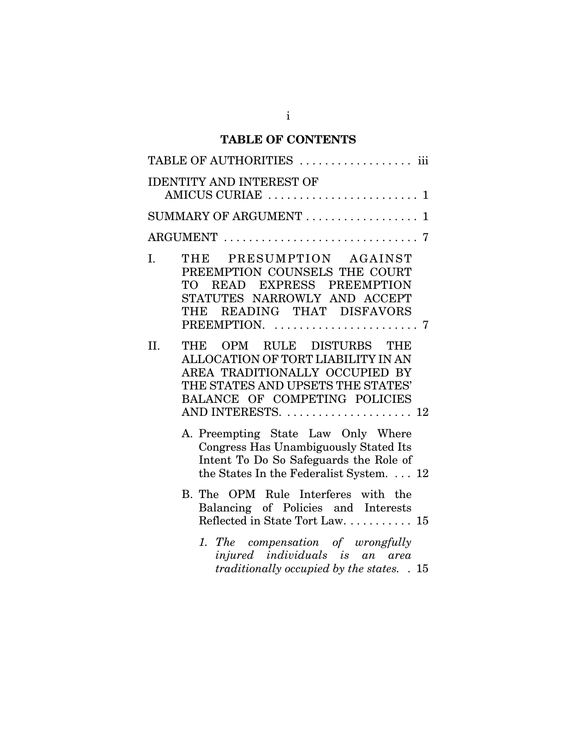# TABLE OF CONTENTS

TABLE OF AUTHORITIES . . . . . . . . . . . . . . . . . . iii

IDENTITY AND INTEREST OF AMICUS CURIAE . . . . . . . . . . . . . . . . . . . . . . . . 1

SUMMARY OF ARGUMENT . . . . . . . . . . . . . . . . . . 1

ARGUMENT . . . . . . . . . . . . . . . . . . . . . . . . . . . . . . 7

I. THE PRESUMPTION AGAINST PREEMPTION COUNSELS THE COURT TO READ EXPRESS PREEMPTION STATUTES NARROWLY AND ACCEPT THE READING THAT DISFAVORS PREEMPTION. . . . . . . . . . . . . . . . . . . . . . . . 7

II. THE OPM RULE DISTURBS THE ALLOCATION OF TORT LIABILITY IN AN AREA TRADITIONALLY OCCUPIED BY THE STATES AND UPSETS THE STATES' BALANCE OF COMPETING POLICIES AND INTERESTS. . . . . . . . . . . . . . . . . . . . 12

   A. Preempting State Law Only Where Congress Has Unambiguously Stated Its Intent To Do So Safeguards the Role of the States In the Federalist System. . . . 12

   B. The OPM Rule Interferes with the Balancing of Policies and Interests Reflected in State Tort Law. . . . . . . . . . 15

      *1. The compensation of wrongfully injured individuals is an area traditionally occupied by the states.* . 15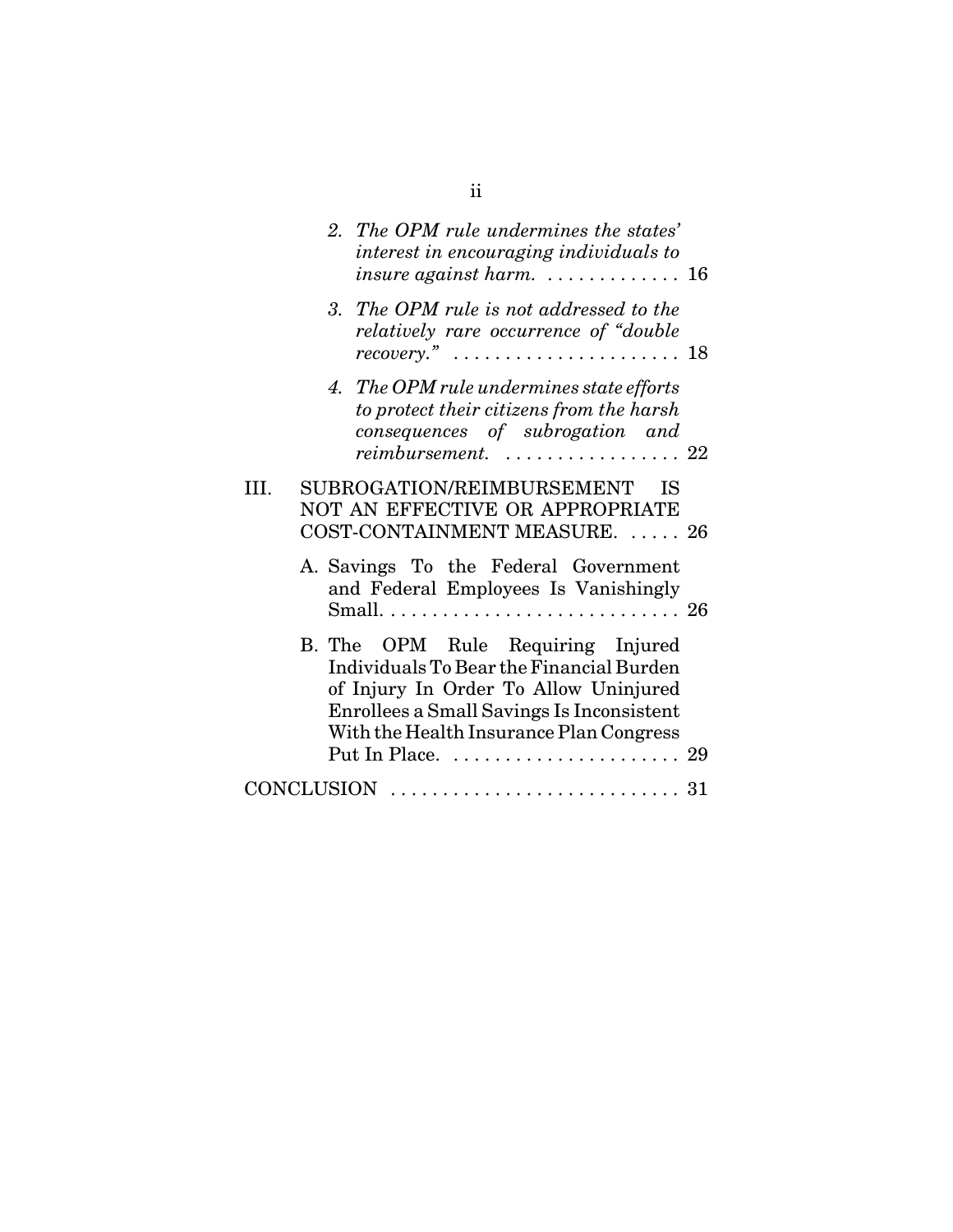2. *The OPM rule undermines the states' interest in encouraging individuals to insure against harm.* . . . . . . . . . . . . . 16

3. *The OPM rule is not addressed to the relatively rare occurrence of "double recovery."* . . . . . . . . . . . . . . . . . . . . . . 18

4. *The OPM rule undermines state efforts to protect their citizens from the harsh consequences of subrogation and reimbursement.* . . . . . . . . . . . . . . . . . 22

III. SUBROGATION/REIMBURSEMENT IS NOT AN EFFECTIVE OR APPROPRIATE COST-CONTAINMENT MEASURE. . . . . . 26

A. Savings To the Federal Government and Federal Employees Is Vanishingly Small. . . . . . . . . . . . . . . . . . . . . . . . . . . . . 26

B. The OPM Rule Requiring Injured Individuals To Bear the Financial Burden of Injury In Order To Allow Uninjured Enrollees a Small Savings Is Inconsistent With the Health Insurance Plan Congress Put In Place. . . . . . . . . . . . . . . . . . . . . . . 29

CONCLUSION . . . . . . . . . . . . . . . . . . . . . . . . . . . . 31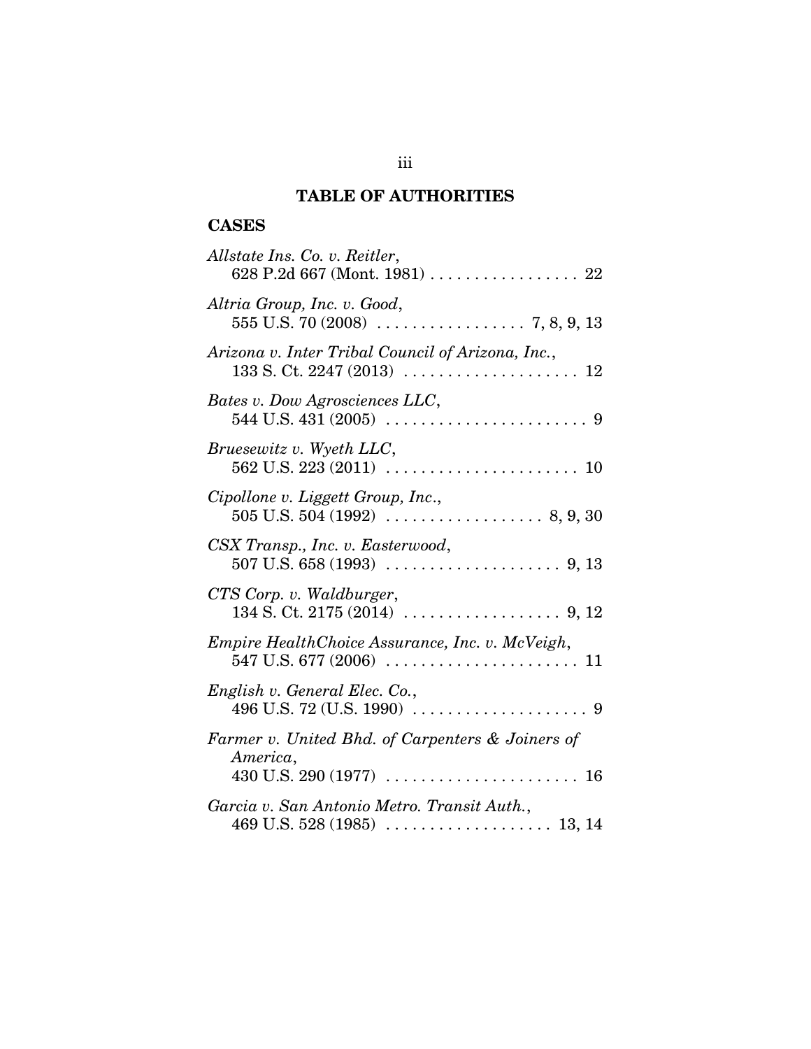# TABLE OF AUTHORITIES

## CASES

*Allstate Ins. Co. v. Reitler*,
628 P.2d 667 (Mont. 1981) . . . . . . . . . . . . . . . . . 22

*Altria Group, Inc. v. Good*,
555 U.S. 70 (2008) . . . . . . . . . . . . . . . . . 7, 8, 9, 13

*Arizona v. Inter Tribal Council of Arizona, Inc.*,
133 S. Ct. 2247 (2013) . . . . . . . . . . . . . . . . . . . . 12

*Bates v. Dow Agrosciences LLC*,
544 U.S. 431 (2005) . . . . . . . . . . . . . . . . . . . . . . . 9

*Bruesewitz v. Wyeth LLC*,
562 U.S. 223 (2011) . . . . . . . . . . . . . . . . . . . . . . 10

*Cipollone v. Liggett Group, Inc.*,
505 U.S. 504 (1992) . . . . . . . . . . . . . . . . . . 8, 9, 30

*CSX Transp., Inc. v. Easterwood*,
507 U.S. 658 (1993) . . . . . . . . . . . . . . . . . . . . 9, 13

*CTS Corp. v. Waldburger*,
134 S. Ct. 2175 (2014) . . . . . . . . . . . . . . . . . . 9, 12

*Empire HealthChoice Assurance, Inc. v. McVeigh*,
547 U.S. 677 (2006) . . . . . . . . . . . . . . . . . . . . . . 11

*English v. General Elec. Co.*,
496 U.S. 72 (U.S. 1990) . . . . . . . . . . . . . . . . . . . . 9

*Farmer v. United Bhd. of Carpenters & Joiners of America*,
430 U.S. 290 (1977) . . . . . . . . . . . . . . . . . . . . . . 16

*Garcia v. San Antonio Metro. Transit Auth.*,
469 U.S. 528 (1985) . . . . . . . . . . . . . . . . . . . 13, 14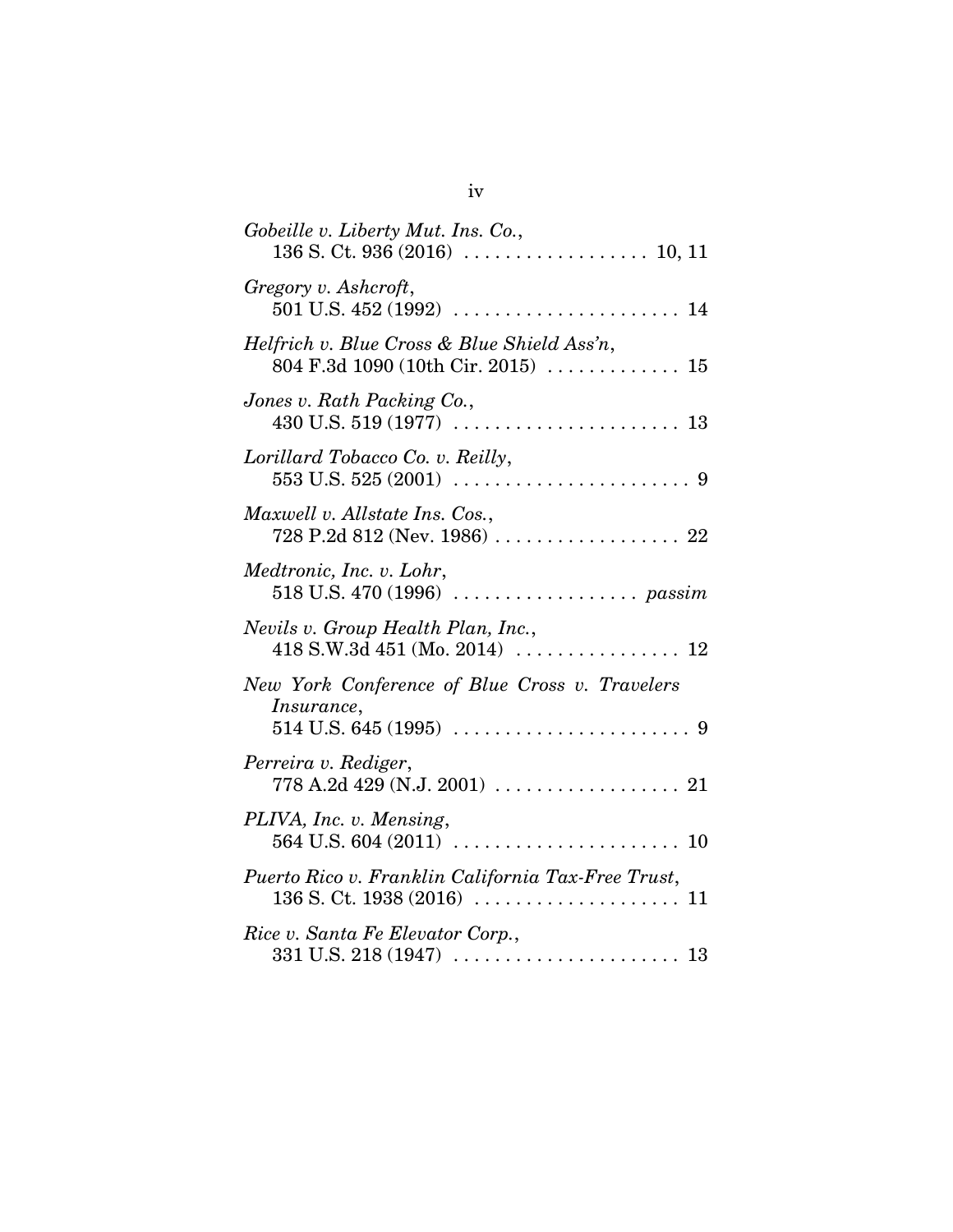*Gobeille v. Liberty Mut. Ins. Co.*,
136 S. Ct. 936 (2016) . . . . . . . . . . . . . . . . . . 10, 11

*Gregory v. Ashcroft*,
501 U.S. 452 (1992) . . . . . . . . . . . . . . . . . . . . . . 14

*Helfrich v. Blue Cross & Blue Shield Ass'n*,
804 F.3d 1090 (10th Cir. 2015) . . . . . . . . . . . . . 15

*Jones v. Rath Packing Co.*,
430 U.S. 519 (1977) . . . . . . . . . . . . . . . . . . . . . . 13

*Lorillard Tobacco Co. v. Reilly*,
553 U.S. 525 (2001) . . . . . . . . . . . . . . . . . . . . . . . 9

*Maxwell v. Allstate Ins. Cos.*,
728 P.2d 812 (Nev. 1986) . . . . . . . . . . . . . . . . . . 22

*Medtronic, Inc. v. Lohr*,
518 U.S. 470 (1996) . . . . . . . . . . . . . . . . . . *passim*

*Nevils v. Group Health Plan, Inc.*,
418 S.W.3d 451 (Mo. 2014) . . . . . . . . . . . . . . . . 12

*New York Conference of Blue Cross v. Travelers Insurance*,
514 U.S. 645 (1995) . . . . . . . . . . . . . . . . . . . . . . . 9

*Perreira v. Rediger*,
778 A.2d 429 (N.J. 2001) . . . . . . . . . . . . . . . . . . 21

*PLIVA, Inc. v. Mensing*,
564 U.S. 604 (2011) . . . . . . . . . . . . . . . . . . . . . . 10

*Puerto Rico v. Franklin California Tax-Free Trust*,
136 S. Ct. 1938 (2016) . . . . . . . . . . . . . . . . . . . . 11

*Rice v. Santa Fe Elevator Corp.*,
331 U.S. 218 (1947) . . . . . . . . . . . . . . . . . . . . . . 13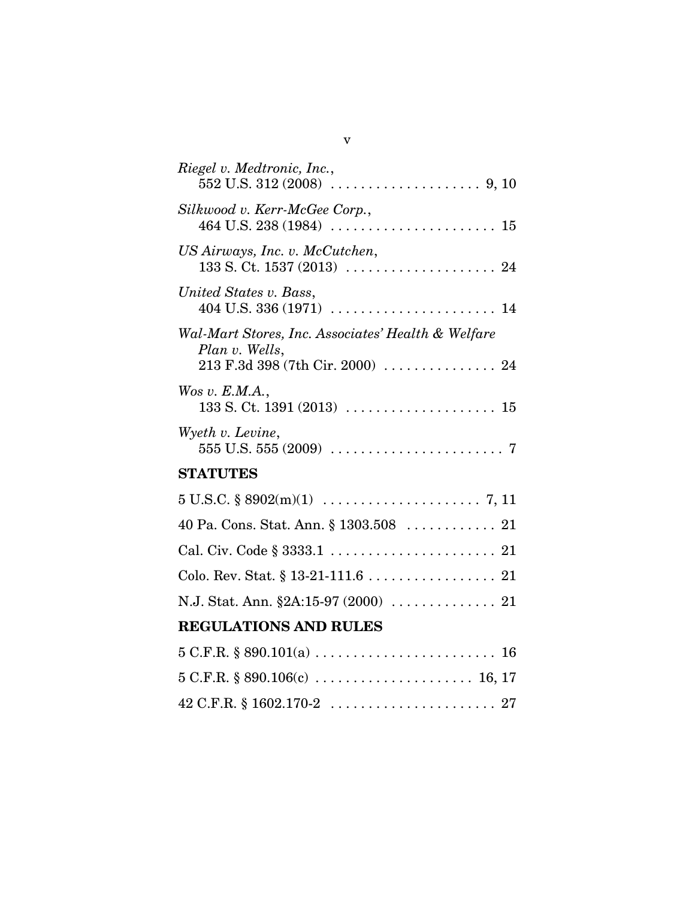*Riegel v. Medtronic, Inc.*,
552 U.S. 312 (2008) . . . . . . . . . . . . . . . . . . . . 9, 10

*Silkwood v. Kerr-McGee Corp.*,
464 U.S. 238 (1984) . . . . . . . . . . . . . . . . . . . . . . 15

*US Airways, Inc. v. McCutchen*,
133 S. Ct. 1537 (2013) . . . . . . . . . . . . . . . . . . . . 24

*United States v. Bass*,
404 U.S. 336 (1971) . . . . . . . . . . . . . . . . . . . . . . 14

*Wal-Mart Stores, Inc. Associates' Health & Welfare Plan v. Wells*,
213 F.3d 398 (7th Cir. 2000) . . . . . . . . . . . . . . . 24

*Wos v. E.M.A.*,
133 S. Ct. 1391 (2013) . . . . . . . . . . . . . . . . . . . . 15

*Wyeth v. Levine*,
555 U.S. 555 (2009) . . . . . . . . . . . . . . . . . . . . . . . 7

## STATUTES

5 U.S.C. § 8902(m)(1) . . . . . . . . . . . . . . . . . . . . . 7, 11

40 Pa. Cons. Stat. Ann. § 1303.508 . . . . . . . . . . . . 21

Cal. Civ. Code § 3333.1 . . . . . . . . . . . . . . . . . . . . . . 21

Colo. Rev. Stat. § 13-21-111.6 . . . . . . . . . . . . . . . . . 21

N.J. Stat. Ann. §2A:15-97 (2000) . . . . . . . . . . . . . . 21

## REGULATIONS AND RULES

5 C.F.R. § 890.101(a) . . . . . . . . . . . . . . . . . . . . . . . . 16

5 C.F.R. § 890.106(c) . . . . . . . . . . . . . . . . . . . . . 16, 17

42 C.F.R. § 1602.170-2 . . . . . . . . . . . . . . . . . . . . . . 27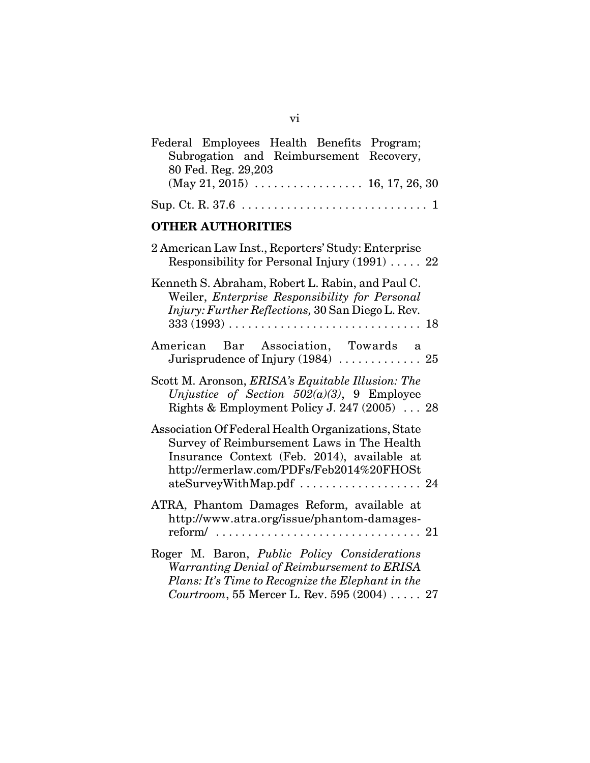Federal Employees Health Benefits Program; Subrogation and Reimbursement Recovery, 80 Fed. Reg. 29,203 (May 21, 2015) . . . . . . . . . . . . . . . . . 16, 17, 26, 30

Sup. Ct. R. 37.6 . . . . . . . . . . . . . . . . . . . . . . . . . . . . . 1

**OTHER AUTHORITIES**

2 American Law Inst., Reporters' Study: Enterprise Responsibility for Personal Injury (1991) . . . . . 22

Kenneth S. Abraham, Robert L. Rabin, and Paul C. Weiler, *Enterprise Responsibility for Personal Injury: Further Reflections,* 30 San Diego L. Rev. 333 (1993) . . . . . . . . . . . . . . . . . . . . . . . . . . . . . . 18

American Bar Association, Towards a Jurisprudence of Injury (1984) . . . . . . . . . . . . . 25

Scott M. Aronson, *ERISA's Equitable Illusion: The Unjustice of Section 502(a)(3)*, 9 Employee Rights & Employment Policy J. 247 (2005) . . . 28

Association Of Federal Health Organizations, State Survey of Reimbursement Laws in The Health Insurance Context (Feb. 2014), available at http://ermerlaw.com/PDFs/Feb2014%20FHOStateSurveyWithMap.pdf . . . . . . . . . . . . . . . . . . . 24

ATRA, Phantom Damages Reform, available at http://www.atra.org/issue/phantom-damages-reform/ . . . . . . . . . . . . . . . . . . . . . . . . . . . . . . . 21

Roger M. Baron, *Public Policy Considerations Warranting Denial of Reimbursement to ERISA Plans: It's Time to Recognize the Elephant in the Courtroom*, 55 Mercer L. Rev. 595 (2004) . . . . . 27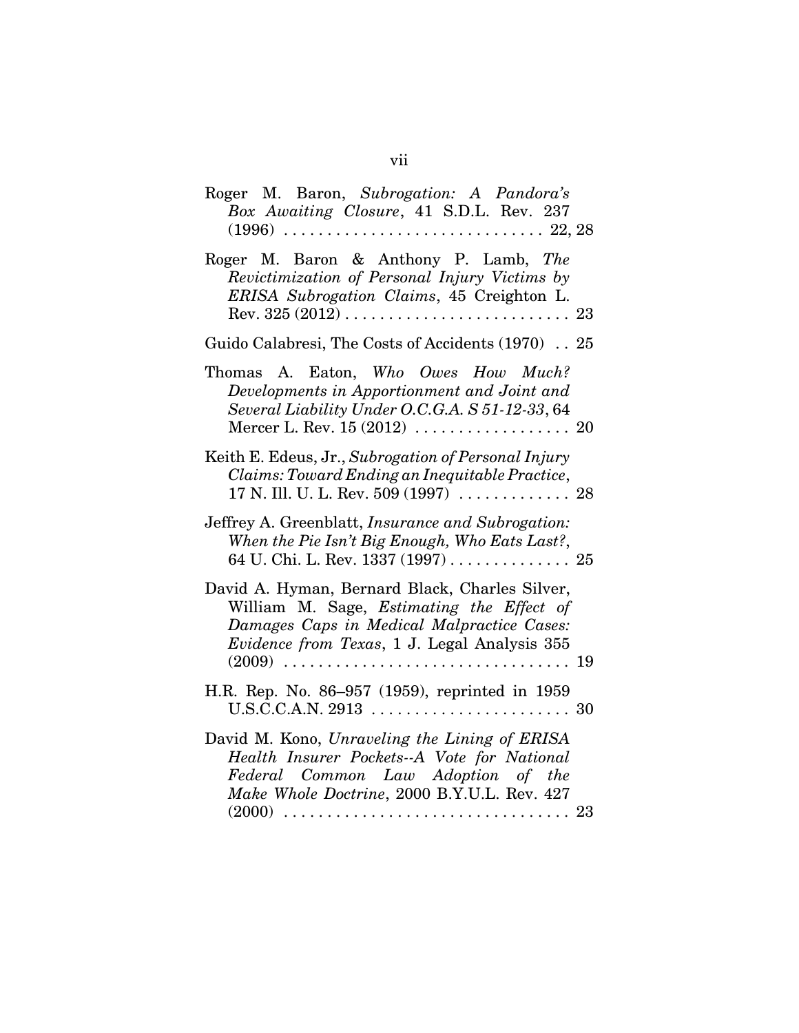Roger M. Baron, *Subrogation: A Pandora's Box Awaiting Closure*, 41 S.D.L. Rev. 237 (1996) . . . . . . . . . . . . . . . . . . . . . . . . . . . . . . 22, 28

Roger M. Baron & Anthony P. Lamb, *The Revictimization of Personal Injury Victims by ERISA Subrogation Claims*, 45 Creighton L. Rev. 325 (2012) . . . . . . . . . . . . . . . . . . . . . . . . . . 23

Guido Calabresi, The Costs of Accidents (1970) . . 25

Thomas A. Eaton, *Who Owes How Much? Developments in Apportionment and Joint and Several Liability Under O.C.G.A. S 51-12-33*, 64 Mercer L. Rev. 15 (2012) . . . . . . . . . . . . . . . . . . 20

Keith E. Edeus, Jr., *Subrogation of Personal Injury Claims: Toward Ending an Inequitable Practice*, 17 N. Ill. U. L. Rev. 509 (1997) . . . . . . . . . . . . . 28

Jeffrey A. Greenblatt, *Insurance and Subrogation: When the Pie Isn't Big Enough, Who Eats Last?*, 64 U. Chi. L. Rev. 1337 (1997) . . . . . . . . . . . . . . 25

David A. Hyman, Bernard Black, Charles Silver, William M. Sage, *Estimating the Effect of Damages Caps in Medical Malpractice Cases: Evidence from Texas*, 1 J. Legal Analysis 355 (2009) . . . . . . . . . . . . . . . . . . . . . . . . . . . . . . . . 19

H.R. Rep. No. 86–957 (1959), reprinted in 1959 U.S.C.C.A.N. 2913 . . . . . . . . . . . . . . . . . . . . . . . 30

David M. Kono, *Unraveling the Lining of ERISA Health Insurer Pockets--A Vote for National Federal Common Law Adoption of the Make Whole Doctrine*, 2000 B.Y.U.L. Rev. 427 (2000) . . . . . . . . . . . . . . . . . . . . . . . . . . . . . . . . 23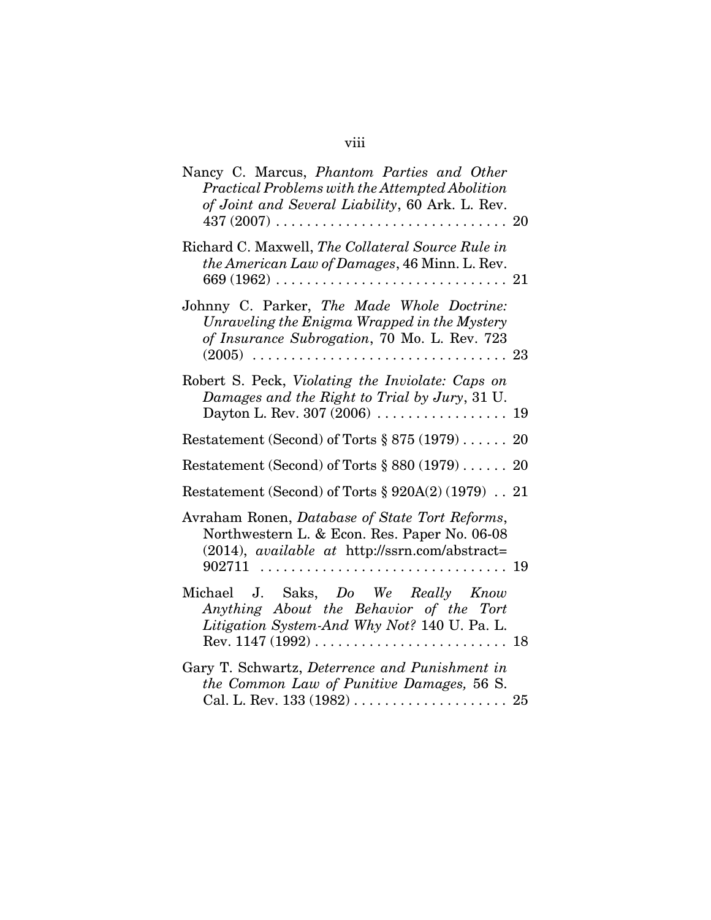Nancy C. Marcus, *Phantom Parties and Other Practical Problems with the Attempted Abolition of Joint and Several Liability*, 60 Ark. L. Rev. 437 (2007) . . . . . . . . . . . . . . . . . . . . . . . . . . . . . . 20

Richard C. Maxwell, *The Collateral Source Rule in the American Law of Damages*, 46 Minn. L. Rev. 669 (1962) . . . . . . . . . . . . . . . . . . . . . . . . . . . . . . 21

Johnny C. Parker, *The Made Whole Doctrine: Unraveling the Enigma Wrapped in the Mystery of Insurance Subrogation*, 70 Mo. L. Rev. 723 (2005) . . . . . . . . . . . . . . . . . . . . . . . . . . . . . . . . 23

Robert S. Peck, *Violating the Inviolate: Caps on Damages and the Right to Trial by Jury*, 31 U. Dayton L. Rev. 307 (2006) . . . . . . . . . . . . . . . . . 19

Restatement (Second) of Torts § 875 (1979) . . . . . . 20

Restatement (Second) of Torts § 880 (1979) . . . . . . 20

Restatement (Second) of Torts § 920A(2) (1979) . . 21

Avraham Ronen, *Database of State Tort Reforms*, Northwestern L. & Econ. Res. Paper No. 06-08 (2014), *available at* http://ssrn.com/abstract=902711 . . . . . . . . . . . . . . . . . . . . . . . . . . . . . . . . 19

Michael J. Saks, *Do We Really Know Anything About the Behavior of the Tort Litigation System-And Why Not?* 140 U. Pa. L. Rev. 1147 (1992) . . . . . . . . . . . . . . . . . . . . . . . . . 18

Gary T. Schwartz, *Deterrence and Punishment in the Common Law of Punitive Damages,* 56 S. Cal. L. Rev. 133 (1982) . . . . . . . . . . . . . . . . . . . . 25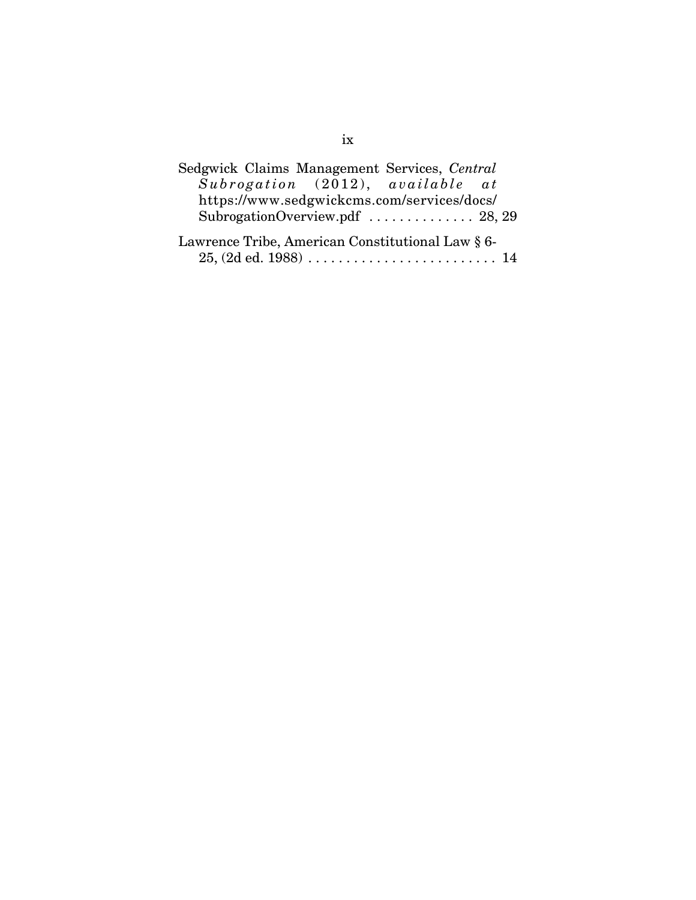Sedgwick Claims Management Services, *Central Subrogation* (2012), *available at* https://www.sedgwickcms.com/services/docs/SubrogationOverview.pdf . . . . . . . . . . . . . . 28, 29

Lawrence Tribe, American Constitutional Law § 6-25, (2d ed. 1988) . . . . . . . . . . . . . . . . . . . . . . . . . 14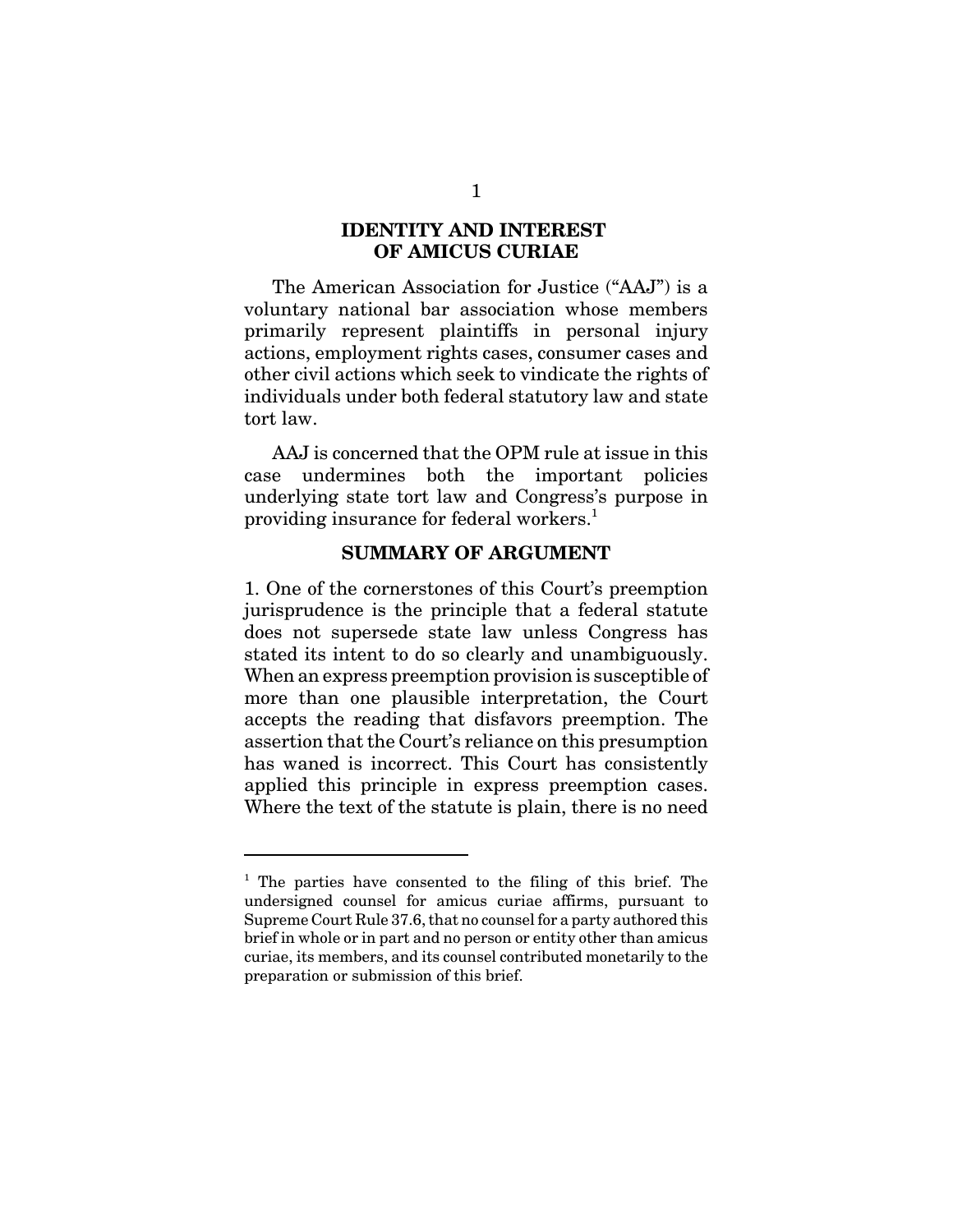## IDENTITY AND INTEREST OF AMICUS CURIAE

The American Association for Justice ("AAJ") is a voluntary national bar association whose members primarily represent plaintiffs in personal injury actions, employment rights cases, consumer cases and other civil actions which seek to vindicate the rights of individuals under both federal statutory law and state tort law.

AAJ is concerned that the OPM rule at issue in this case undermines both the important policies underlying state tort law and Congress's purpose in providing insurance for federal workers.[1]

## SUMMARY OF ARGUMENT

1. One of the cornerstones of this Court's preemption jurisprudence is the principle that a federal statute does not supersede state law unless Congress has stated its intent to do so clearly and unambiguously. When an express preemption provision is susceptible of more than one plausible interpretation, the Court accepts the reading that disfavors preemption. The assertion that the Court's reliance on this presumption has waned is incorrect. This Court has consistently applied this principle in express preemption cases. Where the text of the statute is plain, there is no need

---

[1] The parties have consented to the filing of this brief. The undersigned counsel for amicus curiae affirms, pursuant to Supreme Court Rule 37.6, that no counsel for a party authored this brief in whole or in part and no person or entity other than amicus curiae, its members, and its counsel contributed monetarily to the preparation or submission of this brief.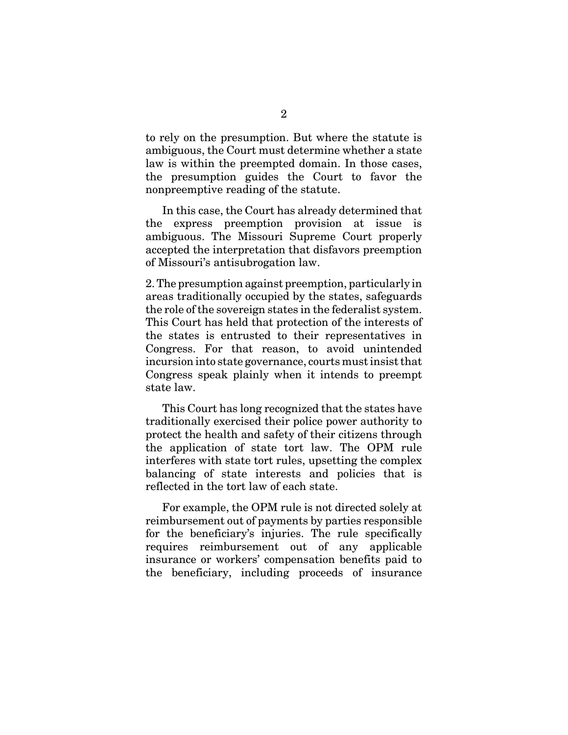to rely on the presumption. But where the statute is ambiguous, the Court must determine whether a state law is within the preempted domain. In those cases, the presumption guides the Court to favor the nonpreemptive reading of the statute.

In this case, the Court has already determined that the express preemption provision at issue is ambiguous. The Missouri Supreme Court properly accepted the interpretation that disfavors preemption of Missouri's antisubrogation law.

2. The presumption against preemption, particularly in areas traditionally occupied by the states, safeguards the role of the sovereign states in the federalist system. This Court has held that protection of the interests of the states is entrusted to their representatives in Congress. For that reason, to avoid unintended incursion into state governance, courts must insist that Congress speak plainly when it intends to preempt state law.

This Court has long recognized that the states have traditionally exercised their police power authority to protect the health and safety of their citizens through the application of state tort law. The OPM rule interferes with state tort rules, upsetting the complex balancing of state interests and policies that is reflected in the tort law of each state.

For example, the OPM rule is not directed solely at reimbursement out of payments by parties responsible for the beneficiary's injuries. The rule specifically requires reimbursement out of any applicable insurance or workers' compensation benefits paid to the beneficiary, including proceeds of insurance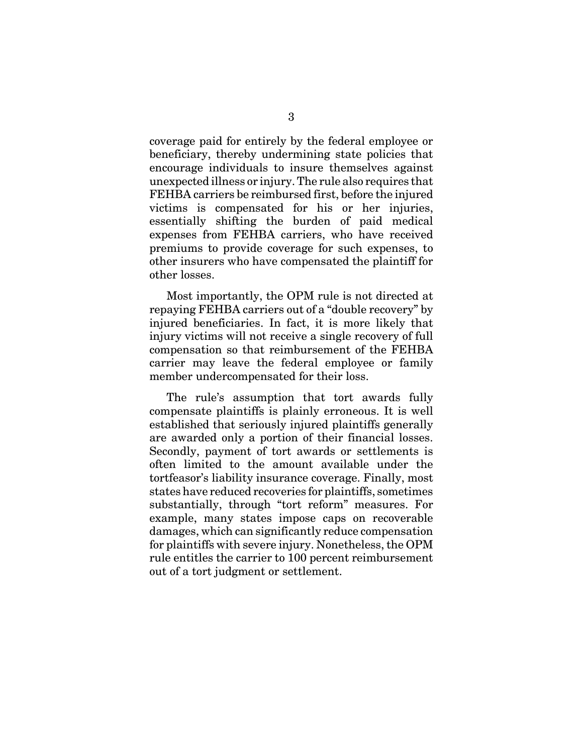coverage paid for entirely by the federal employee or beneficiary, thereby undermining state policies that encourage individuals to insure themselves against unexpected illness or injury. The rule also requires that FEHBA carriers be reimbursed first, before the injured victims is compensated for his or her injuries, essentially shifting the burden of paid medical expenses from FEHBA carriers, who have received premiums to provide coverage for such expenses, to other insurers who have compensated the plaintiff for other losses.

Most importantly, the OPM rule is not directed at repaying FEHBA carriers out of a "double recovery" by injured beneficiaries. In fact, it is more likely that injury victims will not receive a single recovery of full compensation so that reimbursement of the FEHBA carrier may leave the federal employee or family member undercompensated for their loss.

The rule's assumption that tort awards fully compensate plaintiffs is plainly erroneous. It is well established that seriously injured plaintiffs generally are awarded only a portion of their financial losses. Secondly, payment of tort awards or settlements is often limited to the amount available under the tortfeasor's liability insurance coverage. Finally, most states have reduced recoveries for plaintiffs, sometimes substantially, through "tort reform" measures. For example, many states impose caps on recoverable damages, which can significantly reduce compensation for plaintiffs with severe injury. Nonetheless, the OPM rule entitles the carrier to 100 percent reimbursement out of a tort judgment or settlement.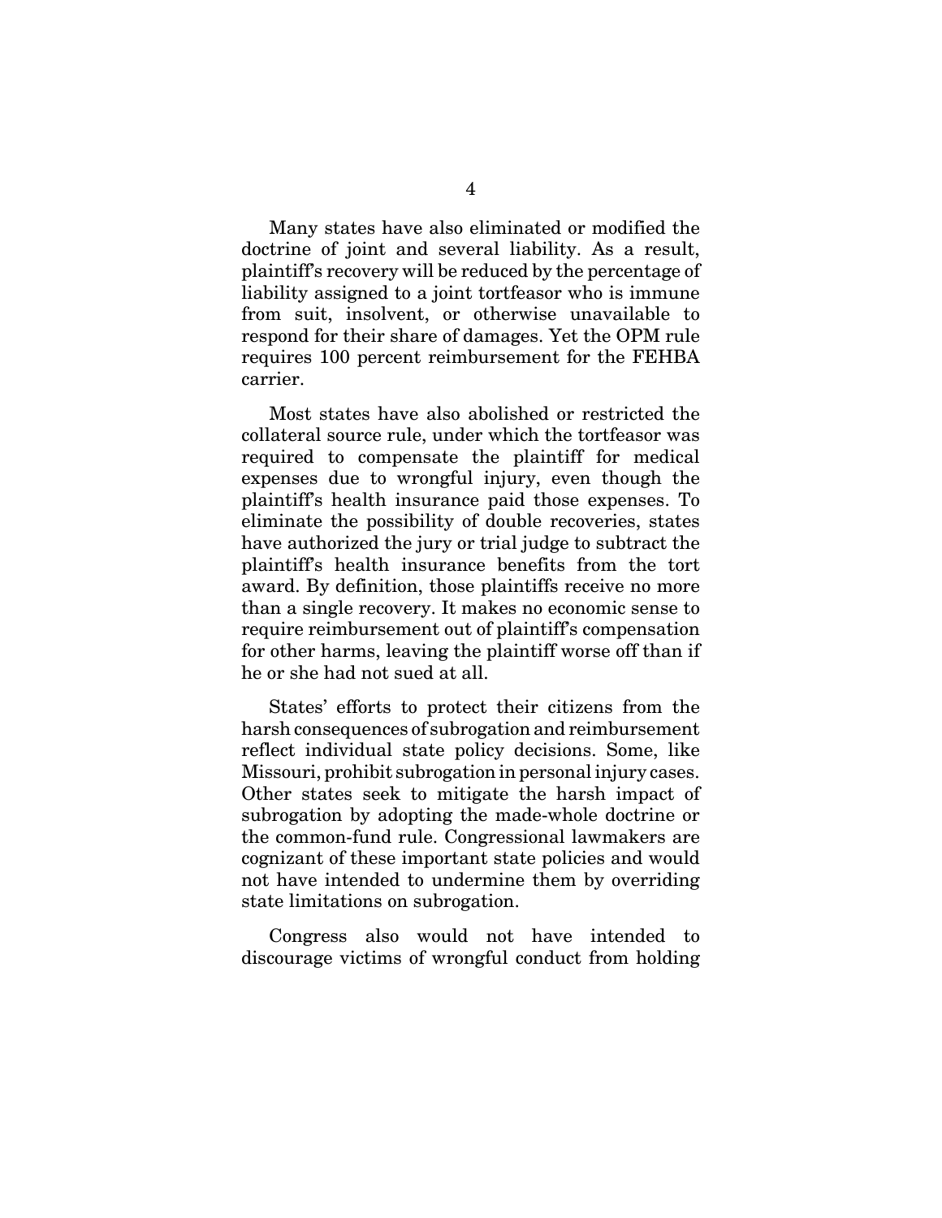Many states have also eliminated or modified the doctrine of joint and several liability. As a result, plaintiff's recovery will be reduced by the percentage of liability assigned to a joint tortfeasor who is immune from suit, insolvent, or otherwise unavailable to respond for their share of damages. Yet the OPM rule requires 100 percent reimbursement for the FEHBA carrier.

Most states have also abolished or restricted the collateral source rule, under which the tortfeasor was required to compensate the plaintiff for medical expenses due to wrongful injury, even though the plaintiff's health insurance paid those expenses. To eliminate the possibility of double recoveries, states have authorized the jury or trial judge to subtract the plaintiff's health insurance benefits from the tort award. By definition, those plaintiffs receive no more than a single recovery. It makes no economic sense to require reimbursement out of plaintiff's compensation for other harms, leaving the plaintiff worse off than if he or she had not sued at all.

States' efforts to protect their citizens from the harsh consequences of subrogation and reimbursement reflect individual state policy decisions. Some, like Missouri, prohibit subrogation in personal injury cases. Other states seek to mitigate the harsh impact of subrogation by adopting the made-whole doctrine or the common-fund rule. Congressional lawmakers are cognizant of these important state policies and would not have intended to undermine them by overriding state limitations on subrogation.

Congress also would not have intended to discourage victims of wrongful conduct from holding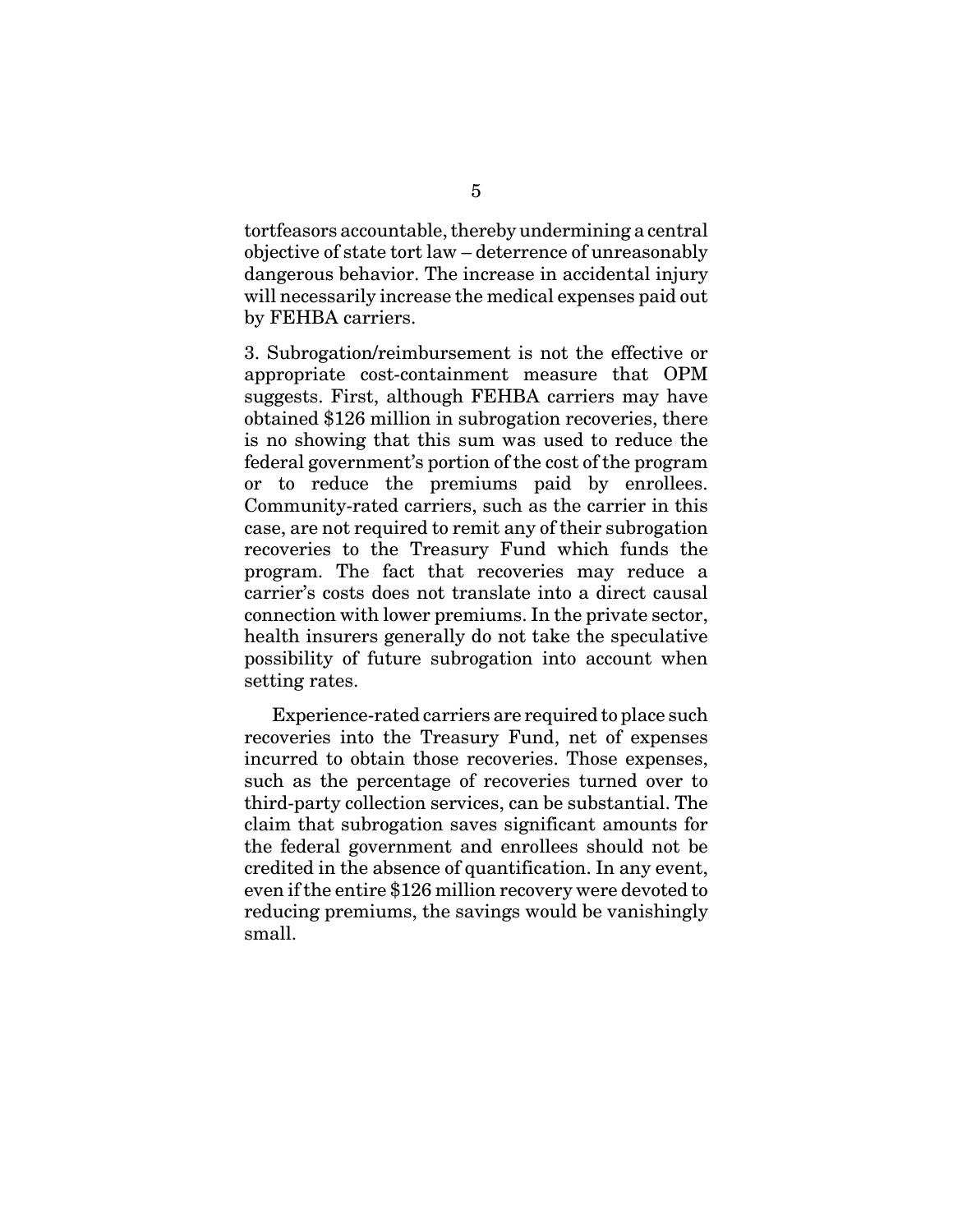tortfeasors accountable, thereby undermining a central objective of state tort law – deterrence of unreasonably dangerous behavior. The increase in accidental injury will necessarily increase the medical expenses paid out by FEHBA carriers.

3. Subrogation/reimbursement is not the effective or appropriate cost-containment measure that OPM suggests. First, although FEHBA carriers may have obtained $126 million in subrogation recoveries, there is no showing that this sum was used to reduce the federal government's portion of the cost of the program or to reduce the premiums paid by enrollees. Community-rated carriers, such as the carrier in this case, are not required to remit any of their subrogation recoveries to the Treasury Fund which funds the program. The fact that recoveries may reduce a carrier's costs does not translate into a direct causal connection with lower premiums. In the private sector, health insurers generally do not take the speculative possibility of future subrogation into account when setting rates.

Experience-rated carriers are required to place such recoveries into the Treasury Fund, net of expenses incurred to obtain those recoveries. Those expenses, such as the percentage of recoveries turned over to third-party collection services, can be substantial. The claim that subrogation saves significant amounts for the federal government and enrollees should not be credited in the absence of quantification. In any event, even if the entire $126 million recovery were devoted to reducing premiums, the savings would be vanishingly small.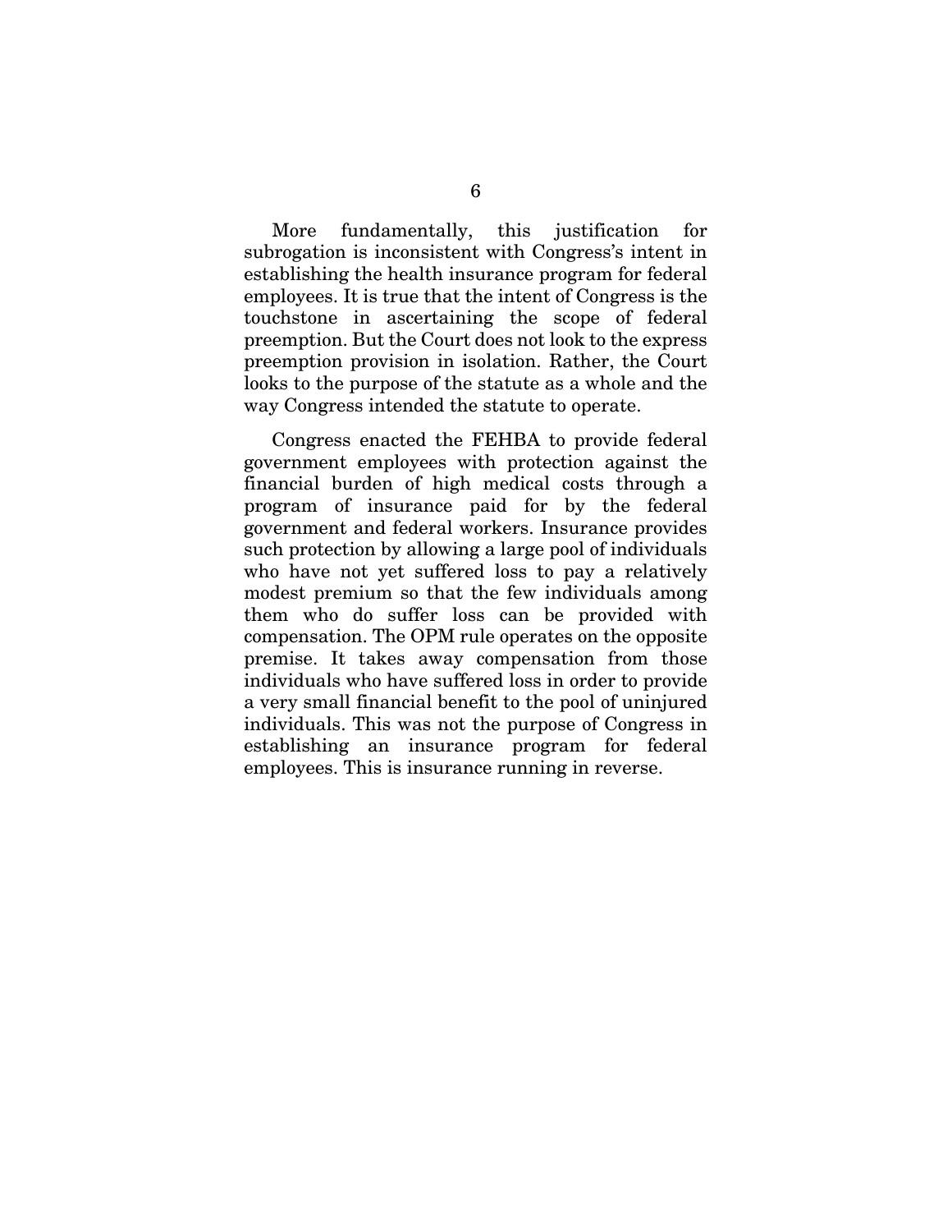More fundamentally, this justification for subrogation is inconsistent with Congress's intent in establishing the health insurance program for federal employees. It is true that the intent of Congress is the touchstone in ascertaining the scope of federal preemption. But the Court does not look to the express preemption provision in isolation. Rather, the Court looks to the purpose of the statute as a whole and the way Congress intended the statute to operate.

Congress enacted the FEHBA to provide federal government employees with protection against the financial burden of high medical costs through a program of insurance paid for by the federal government and federal workers. Insurance provides such protection by allowing a large pool of individuals who have not yet suffered loss to pay a relatively modest premium so that the few individuals among them who do suffer loss can be provided with compensation. The OPM rule operates on the opposite premise. It takes away compensation from those individuals who have suffered loss in order to provide a very small financial benefit to the pool of uninjured individuals. This was not the purpose of Congress in establishing an insurance program for federal employees. This is insurance running in reverse.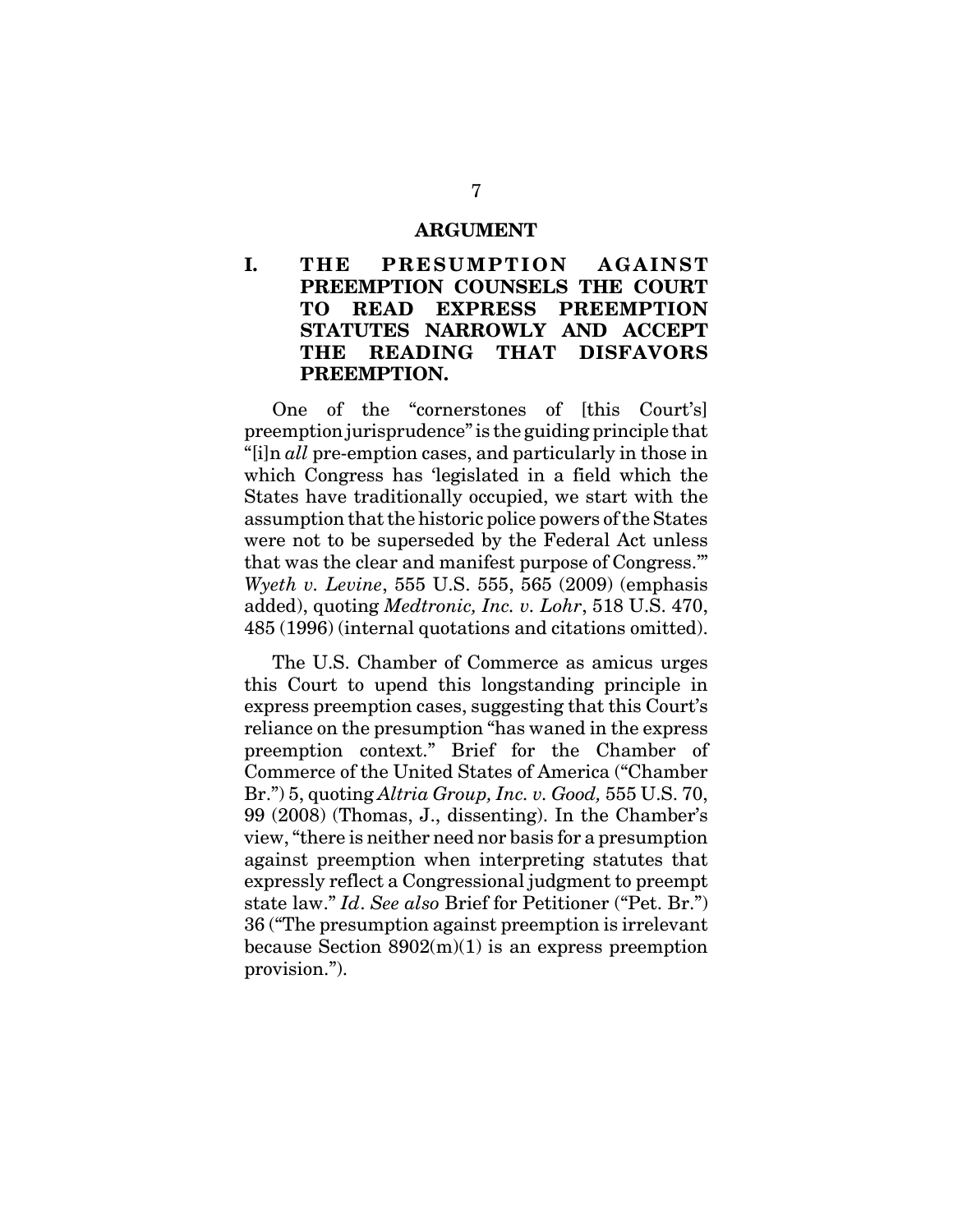## ARGUMENT

### I. THE PRESUMPTION AGAINST PREEMPTION COUNSELS THE COURT TO READ EXPRESS PREEMPTION STATUTES NARROWLY AND ACCEPT THE READING THAT DISFAVORS PREEMPTION.

One of the "cornerstones of [this Court's] preemption jurisprudence" is the guiding principle that "[i]n *all* pre-emption cases, and particularly in those in which Congress has 'legislated in a field which the States have traditionally occupied, we start with the assumption that the historic police powers of the States were not to be superseded by the Federal Act unless that was the clear and manifest purpose of Congress.'" *Wyeth v. Levine*, 555 U.S. 555, 565 (2009) (emphasis added), quoting *Medtronic, Inc. v. Lohr*, 518 U.S. 470, 485 (1996) (internal quotations and citations omitted).

The U.S. Chamber of Commerce as amicus urges this Court to upend this longstanding principle in express preemption cases, suggesting that this Court's reliance on the presumption "has waned in the express preemption context." Brief for the Chamber of Commerce of the United States of America ("Chamber Br.") 5, quoting *Altria Group, Inc. v. Good,* 555 U.S. 70, 99 (2008) (Thomas, J., dissenting). In the Chamber's view, "there is neither need nor basis for a presumption against preemption when interpreting statutes that expressly reflect a Congressional judgment to preempt state law." *Id*. *See also* Brief for Petitioner ("Pet. Br.") 36 ("The presumption against preemption is irrelevant because Section 8902(m)(1) is an express preemption provision.").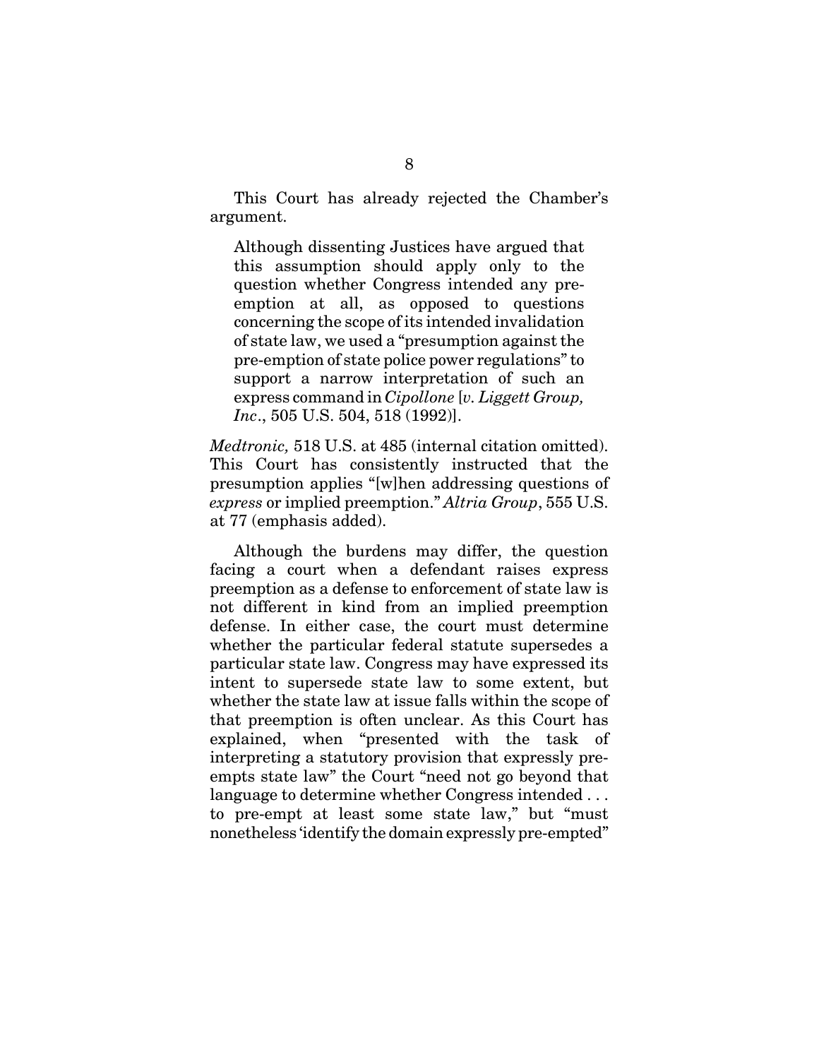This Court has already rejected the Chamber's argument.

> Although dissenting Justices have argued that this assumption should apply only to the question whether Congress intended any pre-emption at all, as opposed to questions concerning the scope of its intended invalidation of state law, we used a "presumption against the pre-emption of state police power regulations" to support a narrow interpretation of such an express command in *Cipollone* [*v. Liggett Group, Inc*., 505 U.S. 504, 518 (1992)].

*Medtronic,* 518 U.S. at 485 (internal citation omitted). This Court has consistently instructed that the presumption applies "[w]hen addressing questions of *express* or implied preemption." *Altria Group*, 555 U.S. at 77 (emphasis added).

Although the burdens may differ, the question facing a court when a defendant raises express preemption as a defense to enforcement of state law is not different in kind from an implied preemption defense. In either case, the court must determine whether the particular federal statute supersedes a particular state law. Congress may have expressed its intent to supersede state law to some extent, but whether the state law at issue falls within the scope of that preemption is often unclear. As this Court has explained, when "presented with the task of interpreting a statutory provision that expressly pre-empts state law" the Court "need not go beyond that language to determine whether Congress intended . . . to pre-empt at least some state law," but "must nonetheless 'identify the domain expressly pre-empted"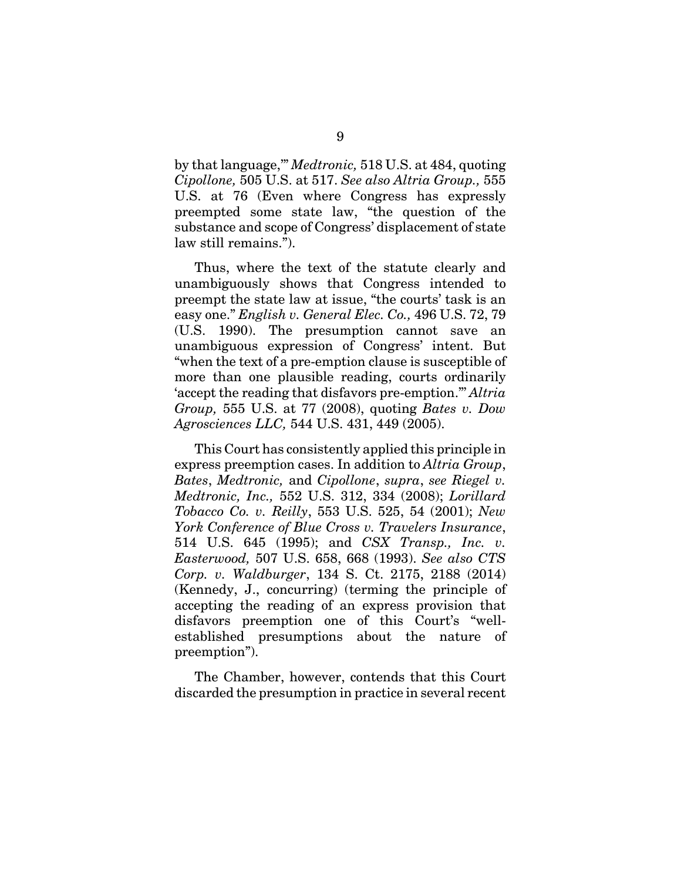by that language,'" *Medtronic,* 518 U.S. at 484, quoting *Cipollone,* 505 U.S. at 517. *See also Altria Group.,* 555 U.S. at 76 (Even where Congress has expressly preempted some state law, "the question of the substance and scope of Congress' displacement of state law still remains.").

Thus, where the text of the statute clearly and unambiguously shows that Congress intended to preempt the state law at issue, "the courts' task is an easy one." *English v. General Elec. Co.,* 496 U.S. 72, 79 (U.S. 1990). The presumption cannot save an unambiguous expression of Congress' intent. But "when the text of a pre-emption clause is susceptible of more than one plausible reading, courts ordinarily 'accept the reading that disfavors pre-emption.'" *Altria Group,* 555 U.S. at 77 (2008), quoting *Bates v. Dow Agrosciences LLC,* 544 U.S. 431, 449 (2005).

This Court has consistently applied this principle in express preemption cases. In addition to *Altria Group*, *Bates*, *Medtronic,* and *Cipollone*, *supra*, *see Riegel v. Medtronic, Inc.,* 552 U.S. 312, 334 (2008); *Lorillard Tobacco Co. v. Reilly*, 553 U.S. 525, 54 (2001); *New York Conference of Blue Cross v. Travelers Insurance*, 514 U.S. 645 (1995); and *CSX Transp., Inc. v. Easterwood,* 507 U.S. 658, 668 (1993). *See also CTS Corp. v. Waldburger*, 134 S. Ct. 2175, 2188 (2014) (Kennedy, J., concurring) (terming the principle of accepting the reading of an express provision that disfavors preemption one of this Court's "well-established presumptions about the nature of preemption").

The Chamber, however, contends that this Court discarded the presumption in practice in several recent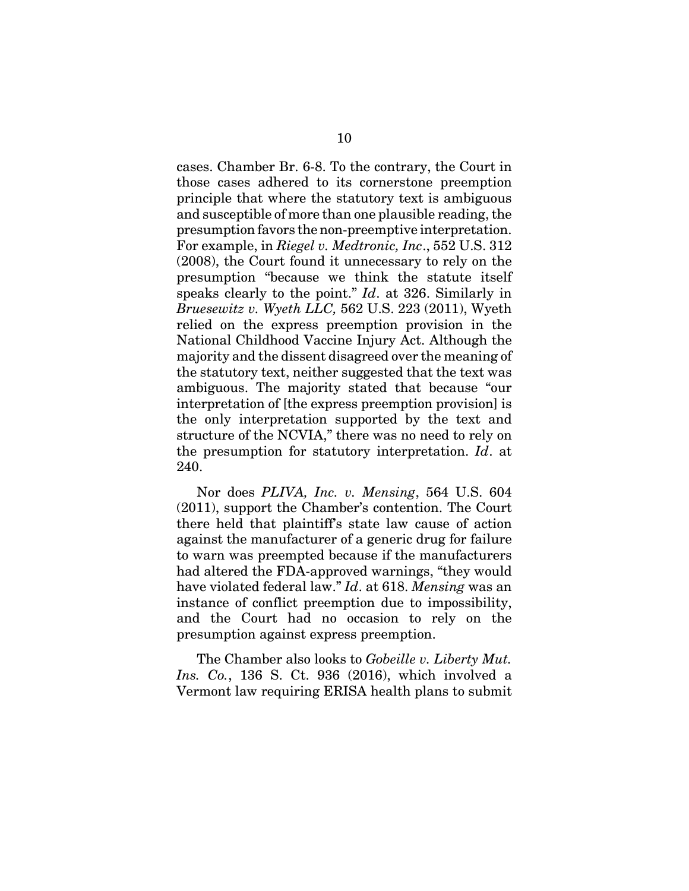cases. Chamber Br. 6-8. To the contrary, the Court in those cases adhered to its cornerstone preemption principle that where the statutory text is ambiguous and susceptible of more than one plausible reading, the presumption favors the non-preemptive interpretation. For example, in *Riegel v. Medtronic, Inc*., 552 U.S. 312 (2008), the Court found it unnecessary to rely on the presumption "because we think the statute itself speaks clearly to the point." *Id*. at 326. Similarly in *Bruesewitz v. Wyeth LLC,* 562 U.S. 223 (2011), Wyeth relied on the express preemption provision in the National Childhood Vaccine Injury Act. Although the majority and the dissent disagreed over the meaning of the statutory text, neither suggested that the text was ambiguous. The majority stated that because "our interpretation of [the express preemption provision] is the only interpretation supported by the text and structure of the NCVIA," there was no need to rely on the presumption for statutory interpretation. *Id*. at 240.

Nor does *PLIVA, Inc. v. Mensing*, 564 U.S. 604 (2011), support the Chamber's contention. The Court there held that plaintiff's state law cause of action against the manufacturer of a generic drug for failure to warn was preempted because if the manufacturers had altered the FDA-approved warnings, "they would have violated federal law." *Id*. at 618. *Mensing* was an instance of conflict preemption due to impossibility, and the Court had no occasion to rely on the presumption against express preemption.

The Chamber also looks to *Gobeille v. Liberty Mut. Ins. Co.*, 136 S. Ct. 936 (2016), which involved a Vermont law requiring ERISA health plans to submit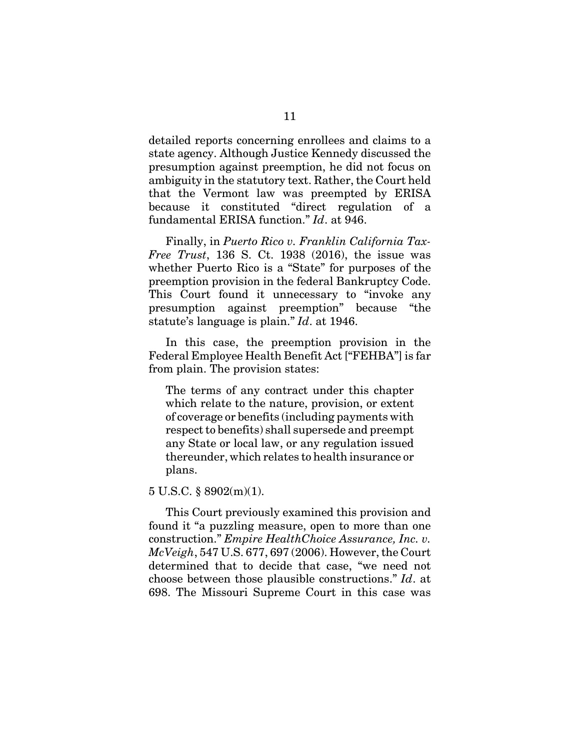detailed reports concerning enrollees and claims to a state agency. Although Justice Kennedy discussed the presumption against preemption, he did not focus on ambiguity in the statutory text. Rather, the Court held that the Vermont law was preempted by ERISA because it constituted "direct regulation of a fundamental ERISA function." *Id*. at 946.

Finally, in *Puerto Rico v. Franklin California Tax-Free Trust*, 136 S. Ct. 1938 (2016), the issue was whether Puerto Rico is a "State" for purposes of the preemption provision in the federal Bankruptcy Code. This Court found it unnecessary to "invoke any presumption against preemption" because "the statute's language is plain." *Id*. at 1946.

In this case, the preemption provision in the Federal Employee Health Benefit Act ["FEHBA"] is far from plain. The provision states:

> The terms of any contract under this chapter which relate to the nature, provision, or extent of coverage or benefits (including payments with respect to benefits) shall supersede and preempt any State or local law, or any regulation issued thereunder, which relates to health insurance or plans.

5 U.S.C. § 8902(m)(1).

This Court previously examined this provision and found it "a puzzling measure, open to more than one construction." *Empire HealthChoice Assurance, Inc. v. McVeigh*, 547 U.S. 677, 697 (2006). However, the Court determined that to decide that case, "we need not choose between those plausible constructions." *Id*. at 698. The Missouri Supreme Court in this case was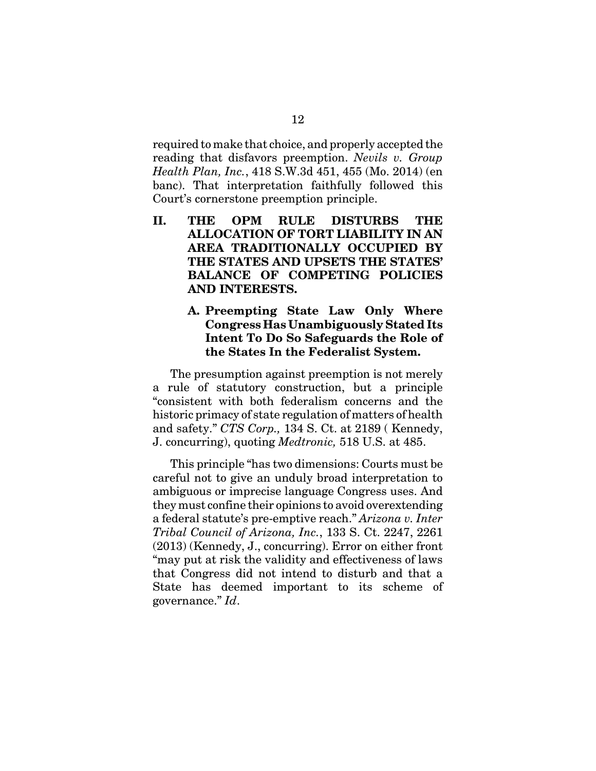required to make that choice, and properly accepted the reading that disfavors preemption. *Nevils v. Group Health Plan, Inc.*, 418 S.W.3d 451, 455 (Mo. 2014) (en banc). That interpretation faithfully followed this Court's cornerstone preemption principle.

## II. THE OPM RULE DISTURBS THE ALLOCATION OF TORT LIABILITY IN AN AREA TRADITIONALLY OCCUPIED BY THE STATES AND UPSETS THE STATES' BALANCE OF COMPETING POLICIES AND INTERESTS.

### A. Preempting State Law Only Where Congress Has Unambiguously Stated Its Intent To Do So Safeguards the Role of the States In the Federalist System.

The presumption against preemption is not merely a rule of statutory construction, but a principle "consistent with both federalism concerns and the historic primacy of state regulation of matters of health and safety." *CTS Corp.,* 134 S. Ct. at 2189 ( Kennedy, J. concurring), quoting *Medtronic,* 518 U.S. at 485.

This principle "has two dimensions: Courts must be careful not to give an unduly broad interpretation to ambiguous or imprecise language Congress uses. And they must confine their opinions to avoid overextending a federal statute's pre-emptive reach." *Arizona v. Inter Tribal Council of Arizona, Inc.*, 133 S. Ct. 2247, 2261 (2013) (Kennedy, J., concurring). Error on either front "may put at risk the validity and effectiveness of laws that Congress did not intend to disturb and that a State has deemed important to its scheme of governance." *Id*.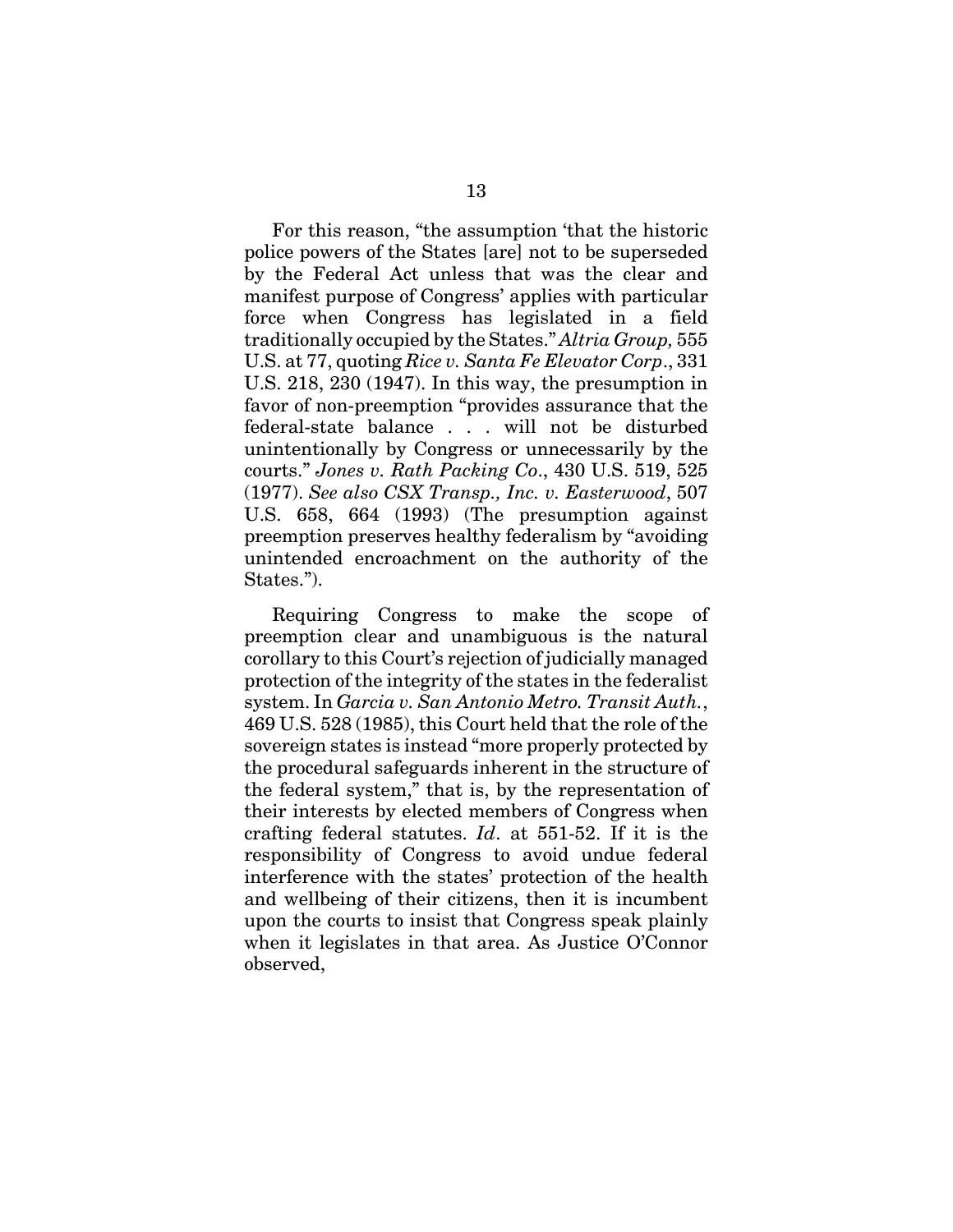For this reason, "the assumption 'that the historic police powers of the States [are] not to be superseded by the Federal Act unless that was the clear and manifest purpose of Congress' applies with particular force when Congress has legislated in a field traditionally occupied by the States." *Altria Group,* 555 U.S. at 77, quoting *Rice v. Santa Fe Elevator Corp*., 331 U.S. 218, 230 (1947). In this way, the presumption in favor of non-preemption "provides assurance that the federal-state balance . . . will not be disturbed unintentionally by Congress or unnecessarily by the courts." *Jones v. Rath Packing Co*., 430 U.S. 519, 525 (1977). *See also CSX Transp., Inc. v. Easterwood*, 507 U.S. 658, 664 (1993) (The presumption against preemption preserves healthy federalism by "avoiding unintended encroachment on the authority of the States.").

Requiring Congress to make the scope of preemption clear and unambiguous is the natural corollary to this Court's rejection of judicially managed protection of the integrity of the states in the federalist system. In *Garcia v. San Antonio Metro. Transit Auth.*, 469 U.S. 528 (1985), this Court held that the role of the sovereign states is instead "more properly protected by the procedural safeguards inherent in the structure of the federal system," that is, by the representation of their interests by elected members of Congress when crafting federal statutes. *Id*. at 551-52. If it is the responsibility of Congress to avoid undue federal interference with the states' protection of the health and wellbeing of their citizens, then it is incumbent upon the courts to insist that Congress speak plainly when it legislates in that area. As Justice O'Connor observed,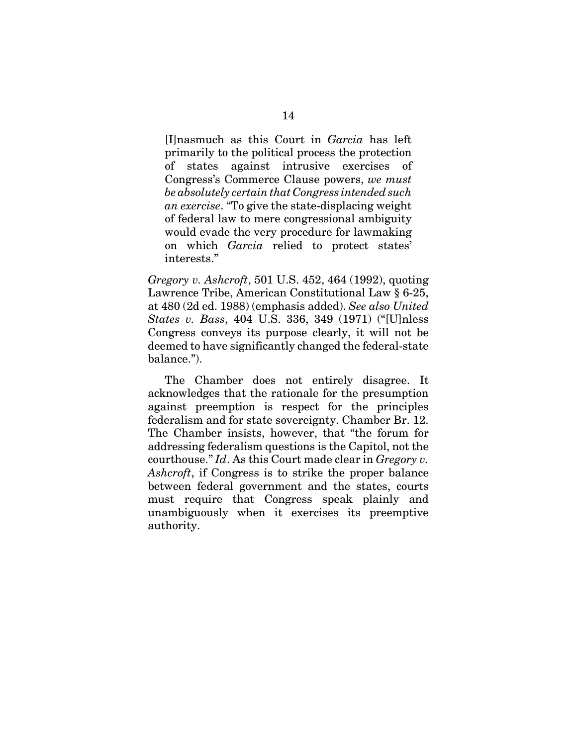> [I]nasmuch as this Court in *Garcia* has left primarily to the political process the protection of states against intrusive exercises of Congress's Commerce Clause powers, *we must be absolutely certain that Congress intended such an exercise*. "To give the state-displacing weight of federal law to mere congressional ambiguity would evade the very procedure for lawmaking on which *Garcia* relied to protect states' interests."

*Gregory v. Ashcroft*, 501 U.S. 452, 464 (1992), quoting Lawrence Tribe, American Constitutional Law § 6-25, at 480 (2d ed. 1988) (emphasis added). *See also United States v. Bass*, 404 U.S. 336, 349 (1971) ("[U]nless Congress conveys its purpose clearly, it will not be deemed to have significantly changed the federal-state balance.").

The Chamber does not entirely disagree. It acknowledges that the rationale for the presumption against preemption is respect for the principles federalism and for state sovereignty. Chamber Br. 12. The Chamber insists, however, that "the forum for addressing federalism questions is the Capitol, not the courthouse." *Id*. As this Court made clear in *Gregory v. Ashcroft*, if Congress is to strike the proper balance between federal government and the states, courts must require that Congress speak plainly and unambiguously when it exercises its preemptive authority.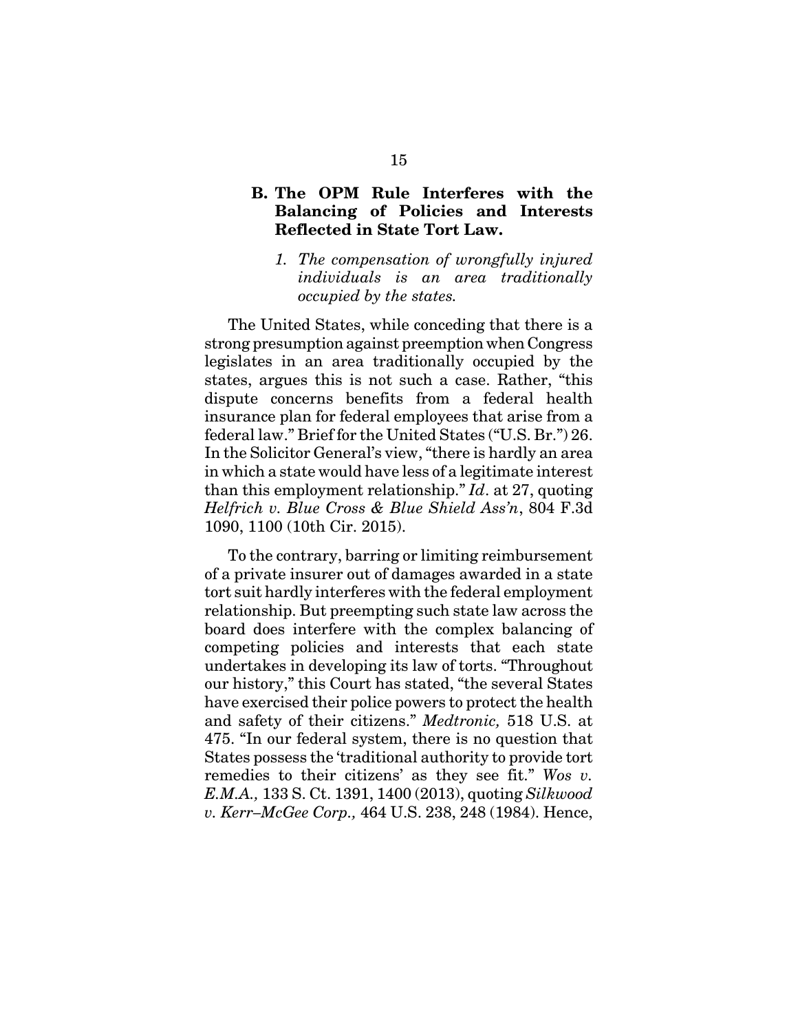### B. The OPM Rule Interferes with the Balancing of Policies and Interests Reflected in State Tort Law.

#### *1. The compensation of wrongfully injured individuals is an area traditionally occupied by the states.*

The United States, while conceding that there is a strong presumption against preemption when Congress legislates in an area traditionally occupied by the states, argues this is not such a case. Rather, "this dispute concerns benefits from a federal health insurance plan for federal employees that arise from a federal law." Brief for the United States ("U.S. Br.") 26. In the Solicitor General's view, "there is hardly an area in which a state would have less of a legitimate interest than this employment relationship." *Id*. at 27, quoting *Helfrich v. Blue Cross & Blue Shield Ass'n*, 804 F.3d 1090, 1100 (10th Cir. 2015).

To the contrary, barring or limiting reimbursement of a private insurer out of damages awarded in a state tort suit hardly interferes with the federal employment relationship. But preempting such state law across the board does interfere with the complex balancing of competing policies and interests that each state undertakes in developing its law of torts. "Throughout our history," this Court has stated, "the several States have exercised their police powers to protect the health and safety of their citizens." *Medtronic,* 518 U.S. at 475. "In our federal system, there is no question that States possess the 'traditional authority to provide tort remedies to their citizens' as they see fit." *Wos v. E.M.A.,* 133 S. Ct. 1391, 1400 (2013), quoting *Silkwood v. Kerr–McGee Corp.,* 464 U.S. 238, 248 (1984). Hence,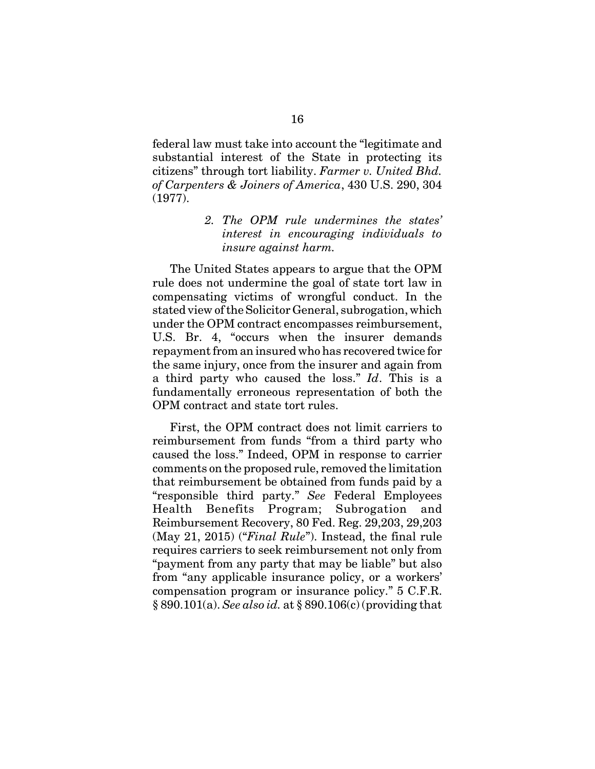federal law must take into account the "legitimate and substantial interest of the State in protecting its citizens" through tort liability. *Farmer v. United Bhd. of Carpenters & Joiners of America*, 430 U.S. 290, 304 (1977).

### *2. The OPM rule undermines the states' interest in encouraging individuals to insure against harm.*

The United States appears to argue that the OPM rule does not undermine the goal of state tort law in compensating victims of wrongful conduct. In the stated view of the Solicitor General, subrogation, which under the OPM contract encompasses reimbursement, U.S. Br. 4, "occurs when the insurer demands repayment from an insured who has recovered twice for the same injury, once from the insurer and again from a third party who caused the loss." *Id*. This is a fundamentally erroneous representation of both the OPM contract and state tort rules.

First, the OPM contract does not limit carriers to reimbursement from funds "from a third party who caused the loss." Indeed, OPM in response to carrier comments on the proposed rule, removed the limitation that reimbursement be obtained from funds paid by a "responsible third party." *See* Federal Employees Health Benefits Program; Subrogation and Reimbursement Recovery, 80 Fed. Reg. 29,203, 29,203 (May 21, 2015) ("*Final Rule*"). Instead, the final rule requires carriers to seek reimbursement not only from "payment from any party that may be liable" but also from "any applicable insurance policy, or a workers' compensation program or insurance policy." 5 C.F.R. § 890.101(a). *See also id.* at § 890.106(c) (providing that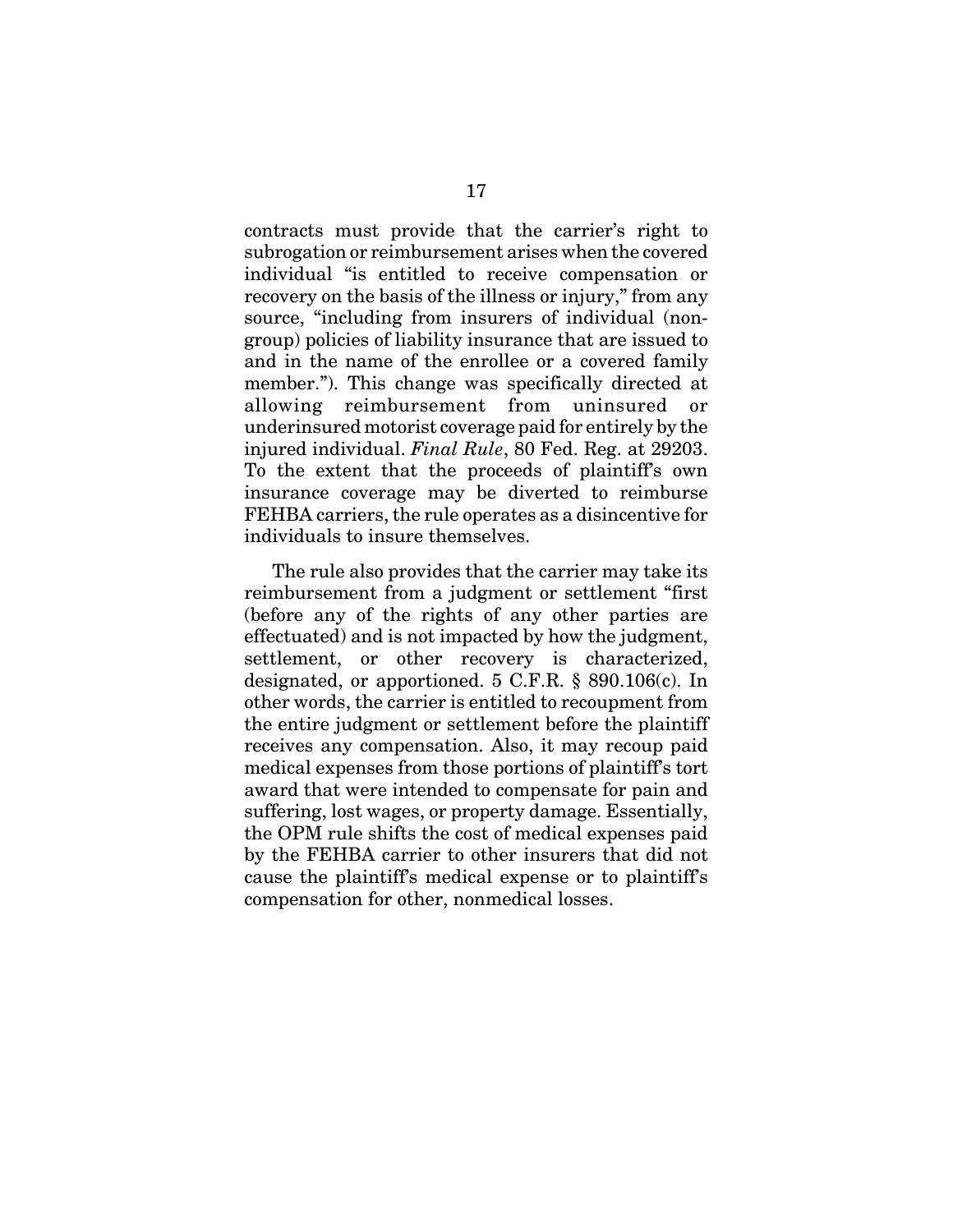contracts must provide that the carrier's right to subrogation or reimbursement arises when the covered individual "is entitled to receive compensation or recovery on the basis of the illness or injury," from any source, "including from insurers of individual (non-group) policies of liability insurance that are issued to and in the name of the enrollee or a covered family member."). This change was specifically directed at allowing reimbursement from uninsured or underinsured motorist coverage paid for entirely by the injured individual. *Final Rule*, 80 Fed. Reg. at 29203. To the extent that the proceeds of plaintiff's own insurance coverage may be diverted to reimburse FEHBA carriers, the rule operates as a disincentive for individuals to insure themselves.

The rule also provides that the carrier may take its reimbursement from a judgment or settlement "first (before any of the rights of any other parties are effectuated) and is not impacted by how the judgment, settlement, or other recovery is characterized, designated, or apportioned. 5 C.F.R. § 890.106(c). In other words, the carrier is entitled to recoupment from the entire judgment or settlement before the plaintiff receives any compensation. Also, it may recoup paid medical expenses from those portions of plaintiff's tort award that were intended to compensate for pain and suffering, lost wages, or property damage. Essentially, the OPM rule shifts the cost of medical expenses paid by the FEHBA carrier to other insurers that did not cause the plaintiff's medical expense or to plaintiff's compensation for other, nonmedical losses.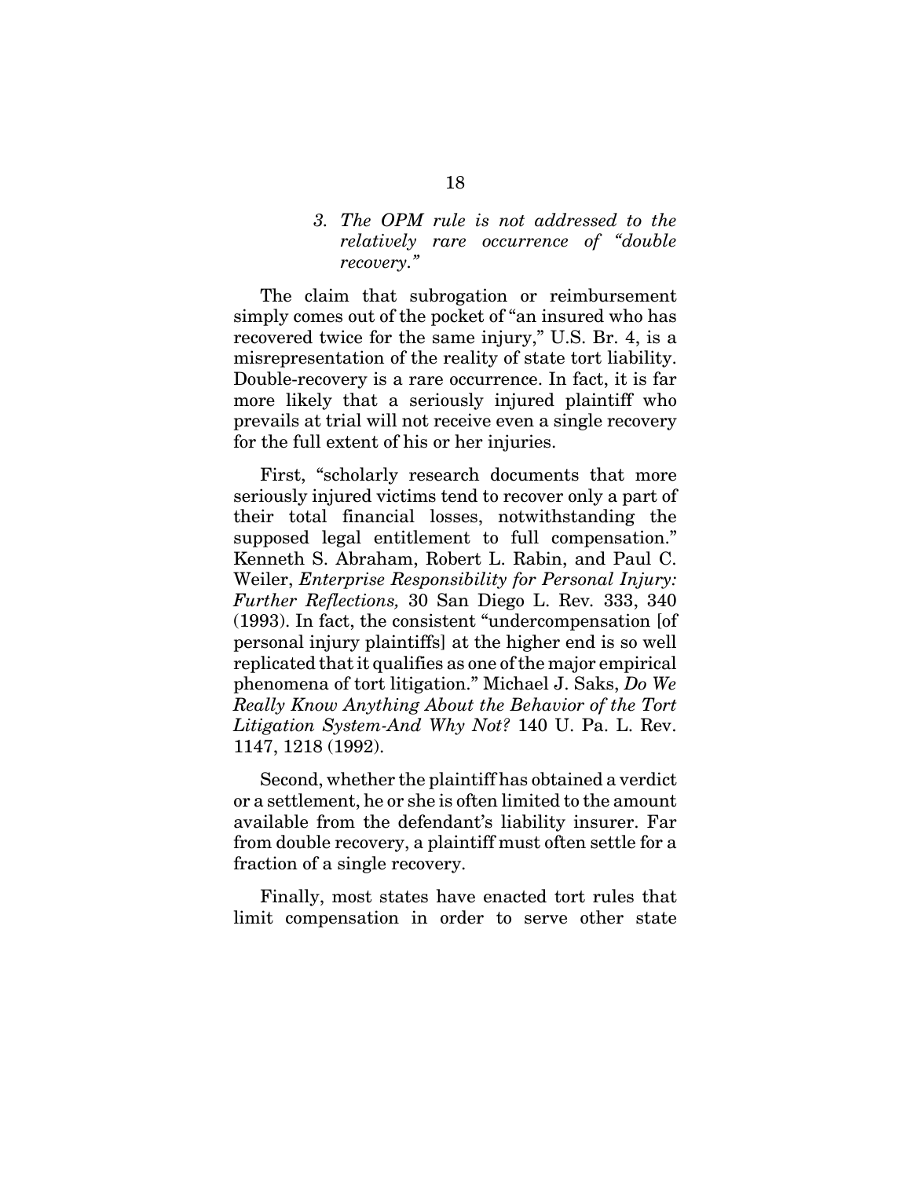### *3. The OPM rule is not addressed to the relatively rare occurrence of "double recovery."*

The claim that subrogation or reimbursement simply comes out of the pocket of "an insured who has recovered twice for the same injury," U.S. Br. 4, is a misrepresentation of the reality of state tort liability. Double-recovery is a rare occurrence. In fact, it is far more likely that a seriously injured plaintiff who prevails at trial will not receive even a single recovery for the full extent of his or her injuries.

First, "scholarly research documents that more seriously injured victims tend to recover only a part of their total financial losses, notwithstanding the supposed legal entitlement to full compensation." Kenneth S. Abraham, Robert L. Rabin, and Paul C. Weiler, *Enterprise Responsibility for Personal Injury: Further Reflections,* 30 San Diego L. Rev. 333, 340 (1993). In fact, the consistent "undercompensation [of personal injury plaintiffs] at the higher end is so well replicated that it qualifies as one of the major empirical phenomena of tort litigation." Michael J. Saks, *Do We Really Know Anything About the Behavior of the Tort Litigation System-And Why Not?* 140 U. Pa. L. Rev. 1147, 1218 (1992).

Second, whether the plaintiff has obtained a verdict or a settlement, he or she is often limited to the amount available from the defendant's liability insurer. Far from double recovery, a plaintiff must often settle for a fraction of a single recovery.

Finally, most states have enacted tort rules that limit compensation in order to serve other state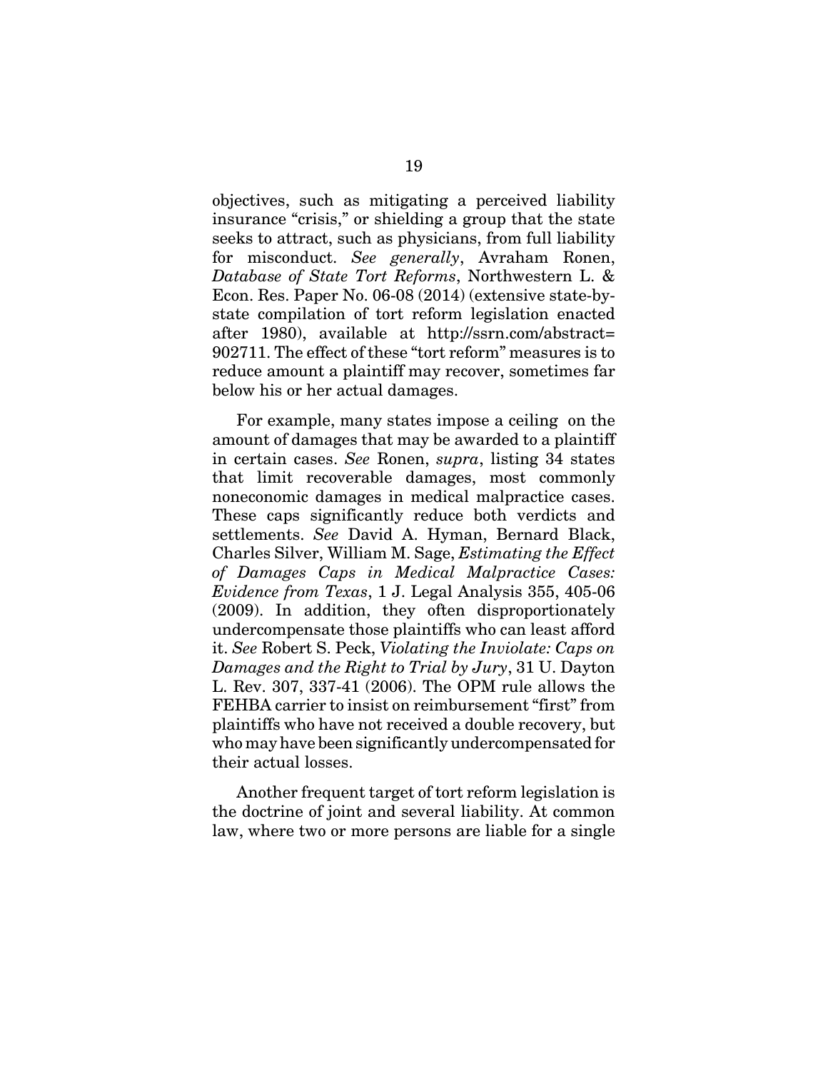objectives, such as mitigating a perceived liability insurance "crisis," or shielding a group that the state seeks to attract, such as physicians, from full liability for misconduct. *See generally*, Avraham Ronen, *Database of State Tort Reforms*, Northwestern L. & Econ. Res. Paper No. 06-08 (2014) (extensive state-by-state compilation of tort reform legislation enacted after 1980), available at http://ssrn.com/abstract=902711. The effect of these "tort reform" measures is to reduce amount a plaintiff may recover, sometimes far below his or her actual damages.

For example, many states impose a ceiling on the amount of damages that may be awarded to a plaintiff in certain cases. *See* Ronen, *supra*, listing 34 states that limit recoverable damages, most commonly noneconomic damages in medical malpractice cases. These caps significantly reduce both verdicts and settlements. *See* David A. Hyman, Bernard Black, Charles Silver, William M. Sage, *Estimating the Effect of Damages Caps in Medical Malpractice Cases: Evidence from Texas*, 1 J. Legal Analysis 355, 405-06 (2009). In addition, they often disproportionately undercompensate those plaintiffs who can least afford it. *See* Robert S. Peck, *Violating the Inviolate: Caps on Damages and the Right to Trial by Jury*, 31 U. Dayton L. Rev. 307, 337-41 (2006). The OPM rule allows the FEHBA carrier to insist on reimbursement "first" from plaintiffs who have not received a double recovery, but who may have been significantly undercompensated for their actual losses.

Another frequent target of tort reform legislation is the doctrine of joint and several liability. At common law, where two or more persons are liable for a single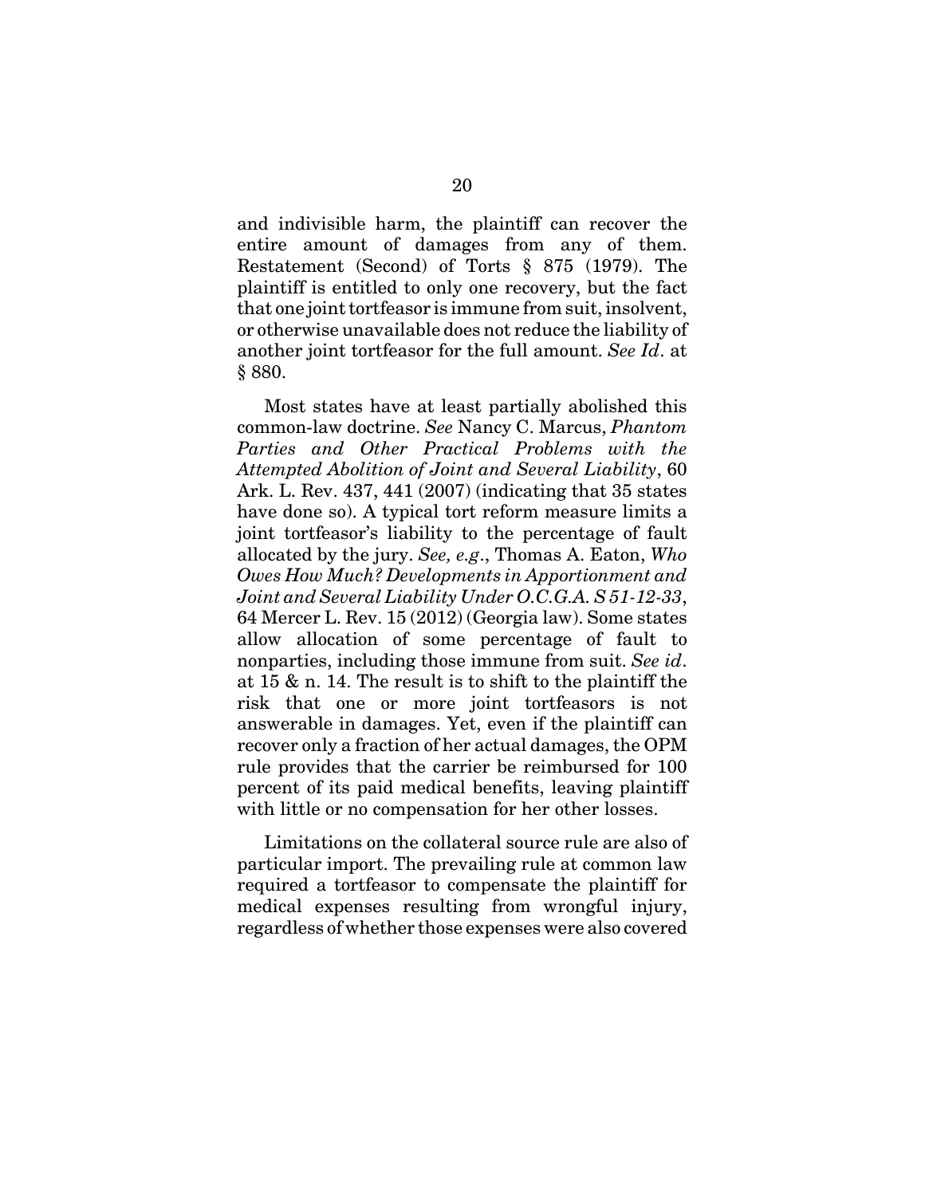and indivisible harm, the plaintiff can recover the entire amount of damages from any of them. Restatement (Second) of Torts § 875 (1979). The plaintiff is entitled to only one recovery, but the fact that one joint tortfeasor is immune from suit, insolvent, or otherwise unavailable does not reduce the liability of another joint tortfeasor for the full amount. *See Id*. at § 880.

Most states have at least partially abolished this common-law doctrine. *See* Nancy C. Marcus, *Phantom Parties and Other Practical Problems with the Attempted Abolition of Joint and Several Liability*, 60 Ark. L. Rev. 437, 441 (2007) (indicating that 35 states have done so). A typical tort reform measure limits a joint tortfeasor's liability to the percentage of fault allocated by the jury. *See, e.g*., Thomas A. Eaton, *Who Owes How Much? Developments in Apportionment and Joint and Several Liability Under O.C.G.A. S 51-12-33*, 64 Mercer L. Rev. 15 (2012) (Georgia law). Some states allow allocation of some percentage of fault to nonparties, including those immune from suit. *See id*. at 15 & n. 14. The result is to shift to the plaintiff the risk that one or more joint tortfeasors is not answerable in damages. Yet, even if the plaintiff can recover only a fraction of her actual damages, the OPM rule provides that the carrier be reimbursed for 100 percent of its paid medical benefits, leaving plaintiff with little or no compensation for her other losses.

Limitations on the collateral source rule are also of particular import. The prevailing rule at common law required a tortfeasor to compensate the plaintiff for medical expenses resulting from wrongful injury, regardless of whether those expenses were also covered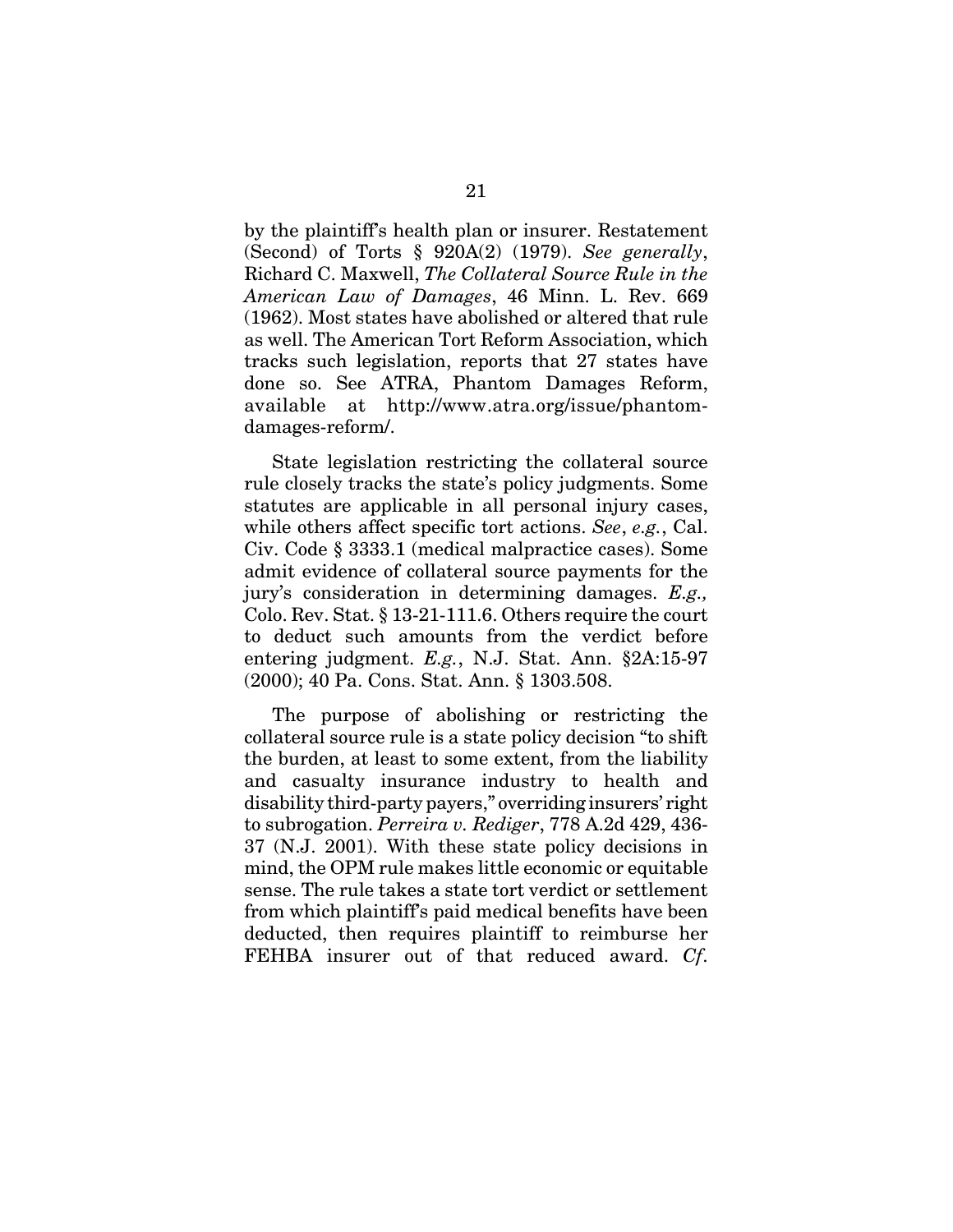by the plaintiff's health plan or insurer. Restatement (Second) of Torts § 920A(2) (1979). *See generally*, Richard C. Maxwell, *The Collateral Source Rule in the American Law of Damages*, 46 Minn. L. Rev. 669 (1962). Most states have abolished or altered that rule as well. The American Tort Reform Association, which tracks such legislation, reports that 27 states have done so. See ATRA, Phantom Damages Reform, available at http://www.atra.org/issue/phantom-damages-reform/.

State legislation restricting the collateral source rule closely tracks the state's policy judgments. Some statutes are applicable in all personal injury cases, while others affect specific tort actions. *See*, *e.g.*, Cal. Civ. Code § 3333.1 (medical malpractice cases). Some admit evidence of collateral source payments for the jury's consideration in determining damages. *E.g.,* Colo. Rev. Stat. § 13-21-111.6. Others require the court to deduct such amounts from the verdict before entering judgment. *E.g.*, N.J. Stat. Ann. §2A:15-97 (2000); 40 Pa. Cons. Stat. Ann. § 1303.508.

The purpose of abolishing or restricting the collateral source rule is a state policy decision "to shift the burden, at least to some extent, from the liability and casualty insurance industry to health and disability third-party payers," overriding insurers' right to subrogation. *Perreira v. Rediger*, 778 A.2d 429, 436-37 (N.J. 2001). With these state policy decisions in mind, the OPM rule makes little economic or equitable sense. The rule takes a state tort verdict or settlement from which plaintiff's paid medical benefits have been deducted, then requires plaintiff to reimburse her FEHBA insurer out of that reduced award. *Cf.*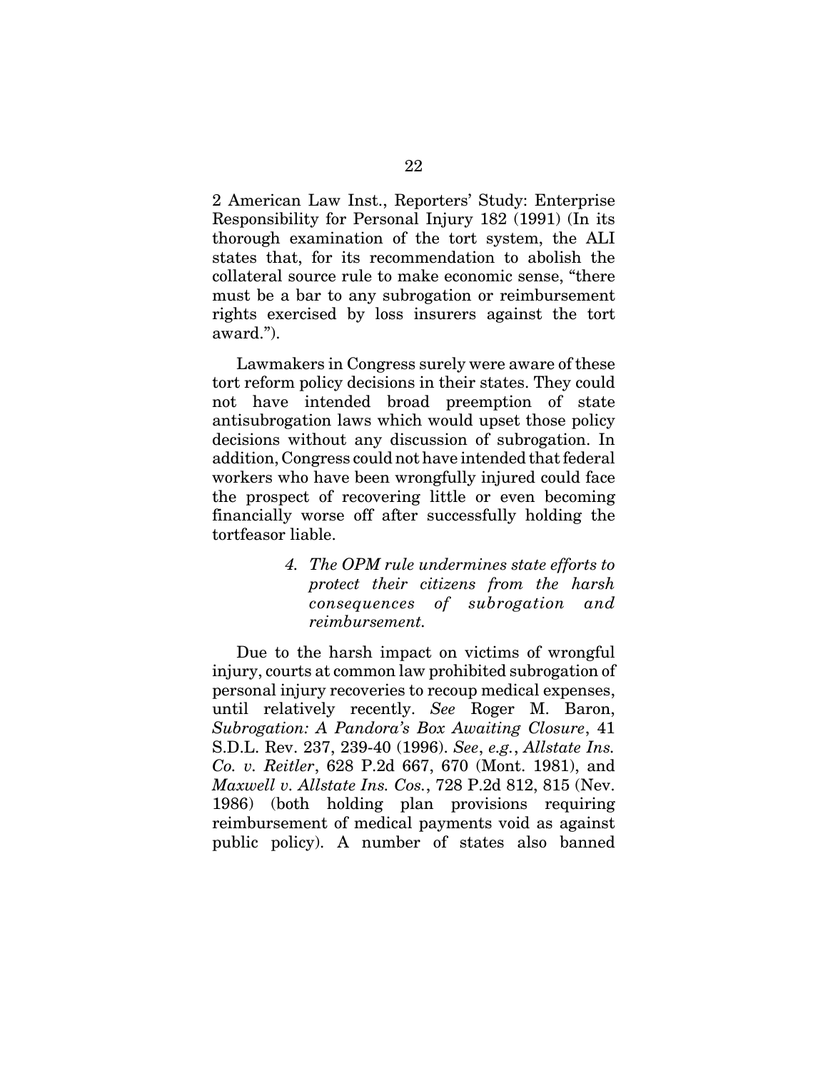2 American Law Inst., Reporters' Study: Enterprise Responsibility for Personal Injury 182 (1991) (In its thorough examination of the tort system, the ALI states that, for its recommendation to abolish the collateral source rule to make economic sense, "there must be a bar to any subrogation or reimbursement rights exercised by loss insurers against the tort award.").

Lawmakers in Congress surely were aware of these tort reform policy decisions in their states. They could not have intended broad preemption of state antisubrogation laws which would upset those policy decisions without any discussion of subrogation. In addition, Congress could not have intended that federal workers who have been wrongfully injured could face the prospect of recovering little or even becoming financially worse off after successfully holding the tortfeasor liable.

> *4. The OPM rule undermines state efforts to protect their citizens from the harsh consequences of subrogation and reimbursement.*

Due to the harsh impact on victims of wrongful injury, courts at common law prohibited subrogation of personal injury recoveries to recoup medical expenses, until relatively recently. *See* Roger M. Baron, *Subrogation: A Pandora's Box Awaiting Closure*, 41 S.D.L. Rev. 237, 239-40 (1996). *See*, *e.g.*, *Allstate Ins. Co. v. Reitler*, 628 P.2d 667, 670 (Mont. 1981), and *Maxwell v. Allstate Ins. Cos.*, 728 P.2d 812, 815 (Nev. 1986) (both holding plan provisions requiring reimbursement of medical payments void as against public policy). A number of states also banned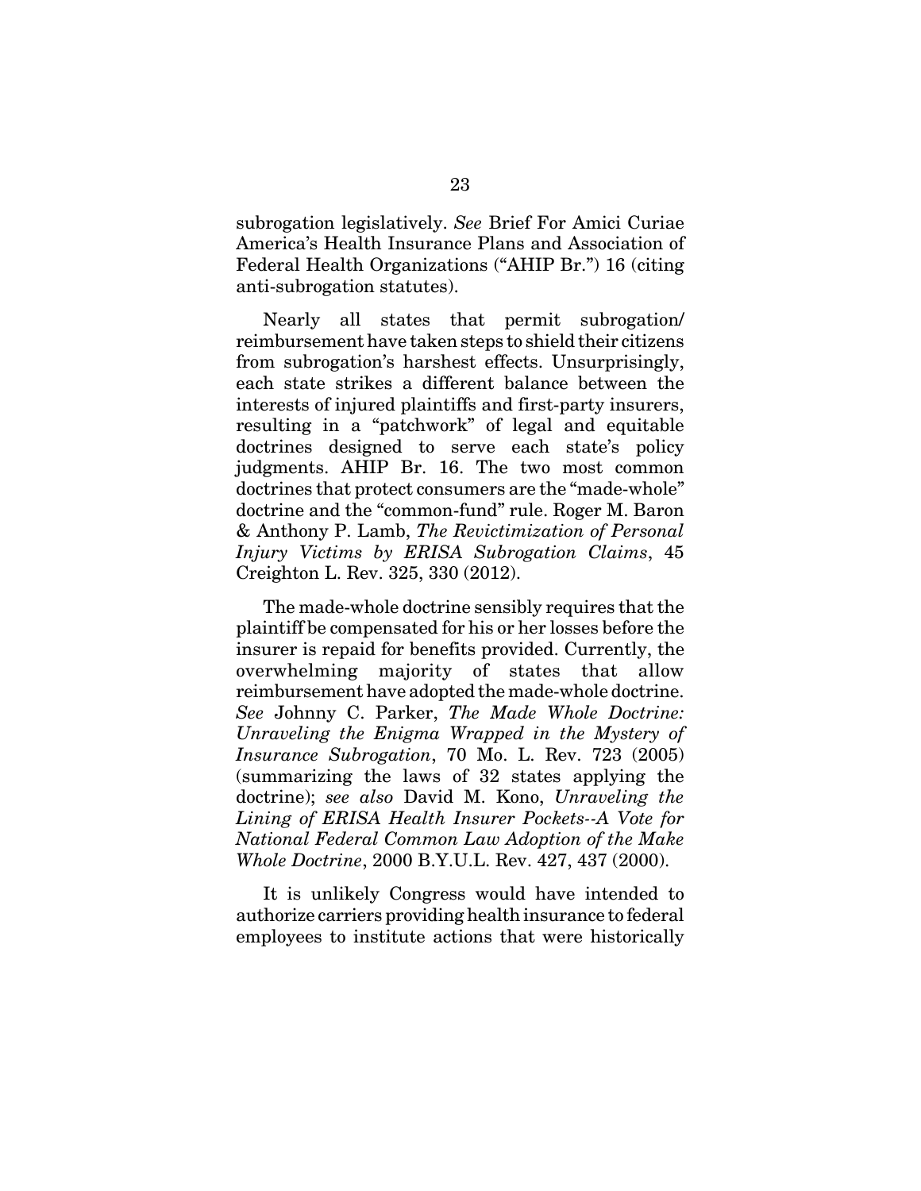subrogation legislatively. *See* Brief For Amici Curiae America's Health Insurance Plans and Association of Federal Health Organizations ("AHIP Br.") 16 (citing anti-subrogation statutes).

Nearly all states that permit subrogation/reimbursement have taken steps to shield their citizens from subrogation's harshest effects. Unsurprisingly, each state strikes a different balance between the interests of injured plaintiffs and first-party insurers, resulting in a "patchwork" of legal and equitable doctrines designed to serve each state's policy judgments. AHIP Br. 16. The two most common doctrines that protect consumers are the "made-whole" doctrine and the "common-fund" rule. Roger M. Baron & Anthony P. Lamb, *The Revictimization of Personal Injury Victims by ERISA Subrogation Claims*, 45 Creighton L. Rev. 325, 330 (2012).

The made-whole doctrine sensibly requires that the plaintiff be compensated for his or her losses before the insurer is repaid for benefits provided. Currently, the overwhelming majority of states that allow reimbursement have adopted the made-whole doctrine. *See* Johnny C. Parker, *The Made Whole Doctrine: Unraveling the Enigma Wrapped in the Mystery of Insurance Subrogation*, 70 Mo. L. Rev. 723 (2005) (summarizing the laws of 32 states applying the doctrine); *see also* David M. Kono, *Unraveling the Lining of ERISA Health Insurer Pockets--A Vote for National Federal Common Law Adoption of the Make Whole Doctrine*, 2000 B.Y.U.L. Rev. 427, 437 (2000).

It is unlikely Congress would have intended to authorize carriers providing health insurance to federal employees to institute actions that were historically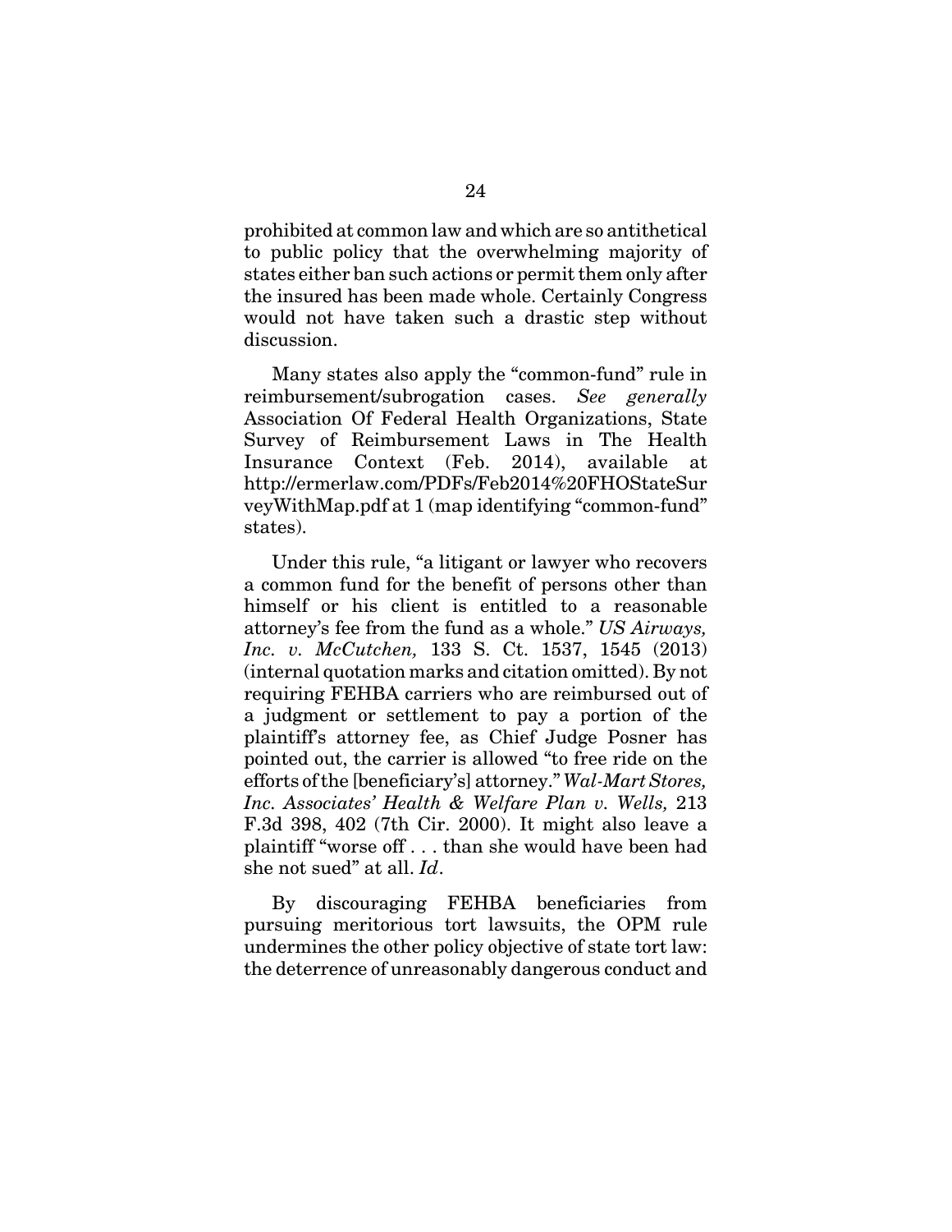prohibited at common law and which are so antithetical to public policy that the overwhelming majority of states either ban such actions or permit them only after the insured has been made whole. Certainly Congress would not have taken such a drastic step without discussion.

Many states also apply the "common-fund" rule in reimbursement/subrogation cases. *See generally* Association Of Federal Health Organizations, State Survey of Reimbursement Laws in The Health Insurance Context (Feb. 2014), available at http://ermerlaw.com/PDFs/Feb2014%20FHOStateSurveyWithMap.pdf at 1 (map identifying "common-fund" states).

Under this rule, "a litigant or lawyer who recovers a common fund for the benefit of persons other than himself or his client is entitled to a reasonable attorney's fee from the fund as a whole." *US Airways, Inc. v. McCutchen,* 133 S. Ct. 1537, 1545 (2013) (internal quotation marks and citation omitted). By not requiring FEHBA carriers who are reimbursed out of a judgment or settlement to pay a portion of the plaintiff's attorney fee, as Chief Judge Posner has pointed out, the carrier is allowed "to free ride on the efforts of the [beneficiary's] attorney." *Wal-Mart Stores, Inc. Associates' Health & Welfare Plan v. Wells,* 213 F.3d 398, 402 (7th Cir. 2000). It might also leave a plaintiff "worse off . . . than she would have been had she not sued" at all. *Id*.

By discouraging FEHBA beneficiaries from pursuing meritorious tort lawsuits, the OPM rule undermines the other policy objective of state tort law: the deterrence of unreasonably dangerous conduct and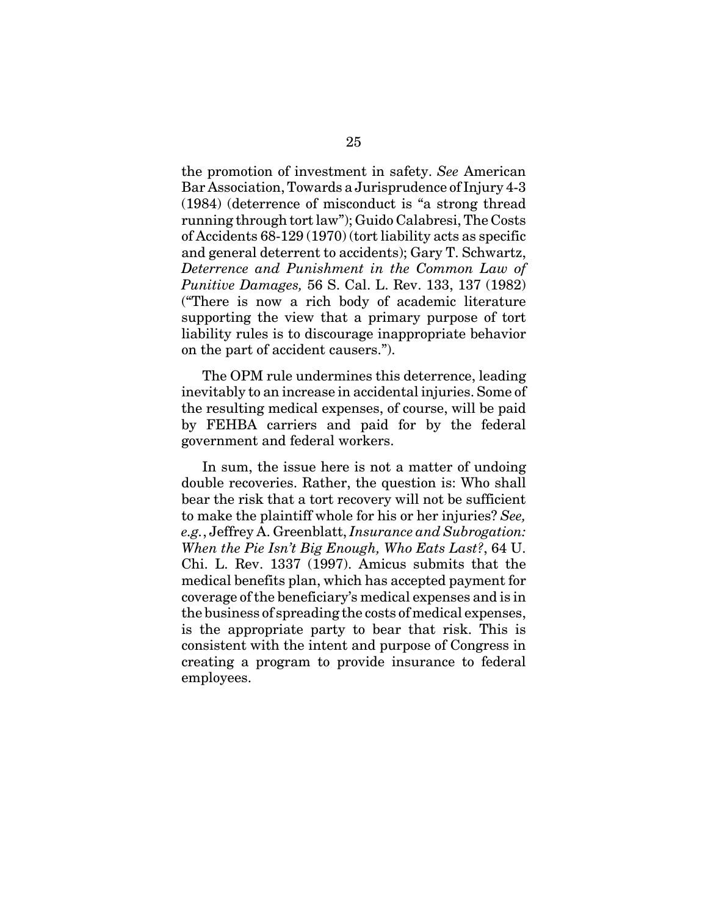the promotion of investment in safety. *See* American Bar Association, Towards a Jurisprudence of Injury 4-3 (1984) (deterrence of misconduct is "a strong thread running through tort law"); Guido Calabresi, The Costs of Accidents 68-129 (1970) (tort liability acts as specific and general deterrent to accidents); Gary T. Schwartz, *Deterrence and Punishment in the Common Law of Punitive Damages,* 56 S. Cal. L. Rev. 133, 137 (1982) ("There is now a rich body of academic literature supporting the view that a primary purpose of tort liability rules is to discourage inappropriate behavior on the part of accident causers.").

The OPM rule undermines this deterrence, leading inevitably to an increase in accidental injuries. Some of the resulting medical expenses, of course, will be paid by FEHBA carriers and paid for by the federal government and federal workers.

In sum, the issue here is not a matter of undoing double recoveries. Rather, the question is: Who shall bear the risk that a tort recovery will not be sufficient to make the plaintiff whole for his or her injuries? *See, e.g.*, Jeffrey A. Greenblatt, *Insurance and Subrogation: When the Pie Isn't Big Enough, Who Eats Last?*, 64 U. Chi. L. Rev. 1337 (1997). Amicus submits that the medical benefits plan, which has accepted payment for coverage of the beneficiary's medical expenses and is in the business of spreading the costs of medical expenses, is the appropriate party to bear that risk. This is consistent with the intent and purpose of Congress in creating a program to provide insurance to federal employees.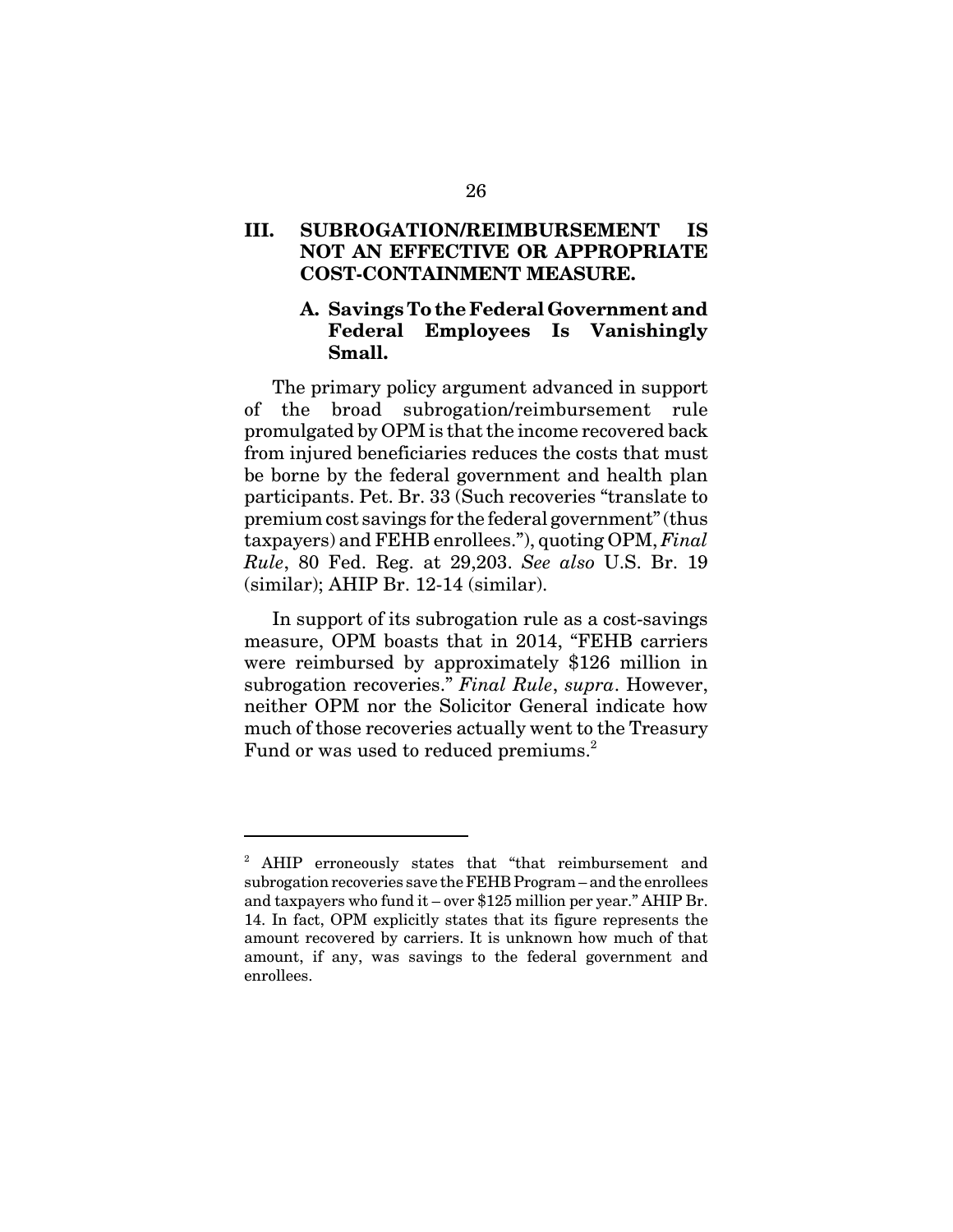## III. SUBROGATION/REIMBURSEMENT IS NOT AN EFFECTIVE OR APPROPRIATE COST-CONTAINMENT MEASURE.

### A. Savings To the Federal Government and Federal Employees Is Vanishingly Small.

The primary policy argument advanced in support of the broad subrogation/reimbursement rule promulgated by OPM is that the income recovered back from injured beneficiaries reduces the costs that must be borne by the federal government and health plan participants. Pet. Br. 33 (Such recoveries "translate to premium cost savings for the federal government" (thus taxpayers) and FEHB enrollees."), quoting OPM, *Final Rule*, 80 Fed. Reg. at 29,203. *See also* U.S. Br. 19 (similar); AHIP Br. 12-14 (similar).

In support of its subrogation rule as a cost-savings measure, OPM boasts that in 2014, "FEHB carriers were reimbursed by approximately $126 million in subrogation recoveries." *Final Rule*, *supra*. However, neither OPM nor the Solicitor General indicate how much of those recoveries actually went to the Treasury Fund or was used to reduced premiums.[2]

---

[2] AHIP erroneously states that "that reimbursement and subrogation recoveries save the FEHB Program – and the enrollees and taxpayers who fund it – over $125 million per year." AHIP Br. 14. In fact, OPM explicitly states that its figure represents the amount recovered by carriers. It is unknown how much of that amount, if any, was savings to the federal government and enrollees.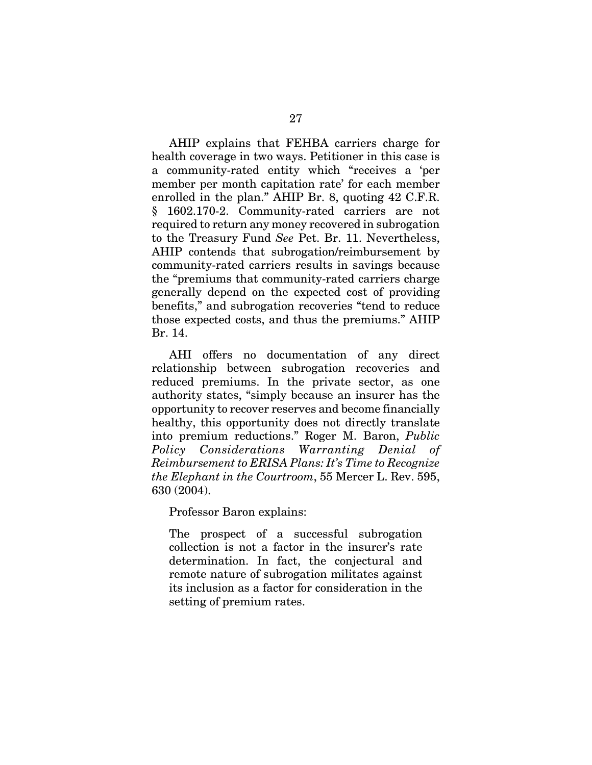AHIP explains that FEHBA carriers charge for health coverage in two ways. Petitioner in this case is a community-rated entity which "receives a 'per member per month capitation rate' for each member enrolled in the plan." AHIP Br. 8, quoting 42 C.F.R. § 1602.170-2. Community-rated carriers are not required to return any money recovered in subrogation to the Treasury Fund *See* Pet. Br. 11. Nevertheless, AHIP contends that subrogation/reimbursement by community-rated carriers results in savings because the "premiums that community-rated carriers charge generally depend on the expected cost of providing benefits," and subrogation recoveries "tend to reduce those expected costs, and thus the premiums." AHIP Br. 14.

AHI offers no documentation of any direct relationship between subrogation recoveries and reduced premiums. In the private sector, as one authority states, "simply because an insurer has the opportunity to recover reserves and become financially healthy, this opportunity does not directly translate into premium reductions." Roger M. Baron, *Public Policy Considerations Warranting Denial of Reimbursement to ERISA Plans: It's Time to Recognize the Elephant in the Courtroom*, 55 Mercer L. Rev. 595, 630 (2004).

Professor Baron explains:

> The prospect of a successful subrogation collection is not a factor in the insurer's rate determination. In fact, the conjectural and remote nature of subrogation militates against its inclusion as a factor for consideration in the setting of premium rates.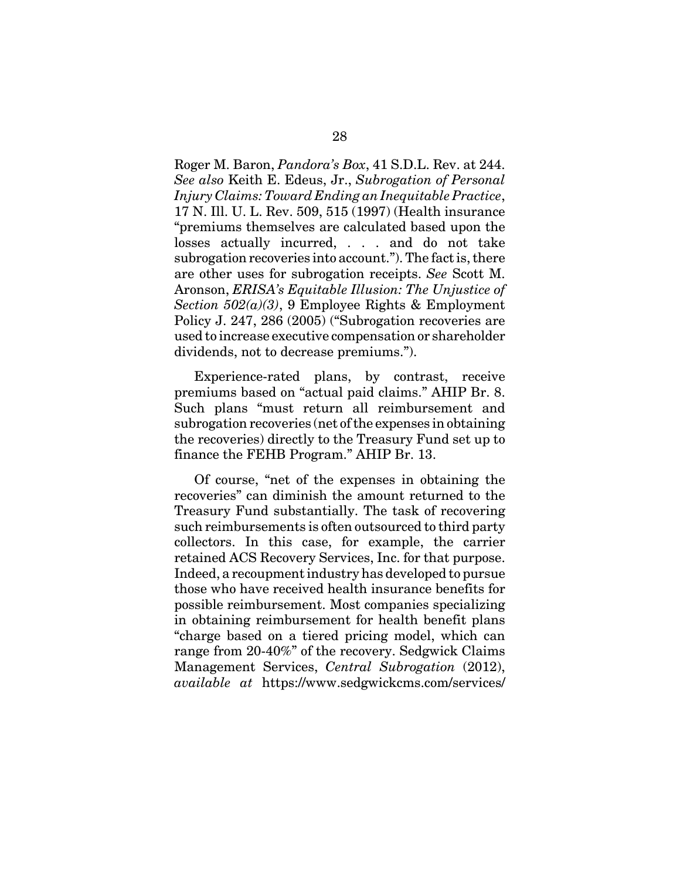Roger M. Baron, *Pandora's Box*, 41 S.D.L. Rev. at 244. *See also* Keith E. Edeus, Jr., *Subrogation of Personal Injury Claims: Toward Ending an Inequitable Practice*, 17 N. Ill. U. L. Rev. 509, 515 (1997) (Health insurance "premiums themselves are calculated based upon the losses actually incurred, . . . and do not take subrogation recoveries into account."). The fact is, there are other uses for subrogation receipts. *See* Scott M. Aronson, *ERISA's Equitable Illusion: The Unjustice of Section 502(a)(3)*, 9 Employee Rights & Employment Policy J. 247, 286 (2005) ("Subrogation recoveries are used to increase executive compensation or shareholder dividends, not to decrease premiums.").

Experience-rated plans, by contrast, receive premiums based on "actual paid claims." AHIP Br. 8. Such plans "must return all reimbursement and subrogation recoveries (net of the expenses in obtaining the recoveries) directly to the Treasury Fund set up to finance the FEHB Program." AHIP Br. 13.

Of course, "net of the expenses in obtaining the recoveries" can diminish the amount returned to the Treasury Fund substantially. The task of recovering such reimbursements is often outsourced to third party collectors. In this case, for example, the carrier retained ACS Recovery Services, Inc. for that purpose. Indeed, a recoupment industry has developed to pursue those who have received health insurance benefits for possible reimbursement. Most companies specializing in obtaining reimbursement for health benefit plans "charge based on a tiered pricing model, which can range from 20-40%" of the recovery. Sedgwick Claims Management Services, *Central Subrogation* (2012), *available at* https://www.sedgwickcms.com/services/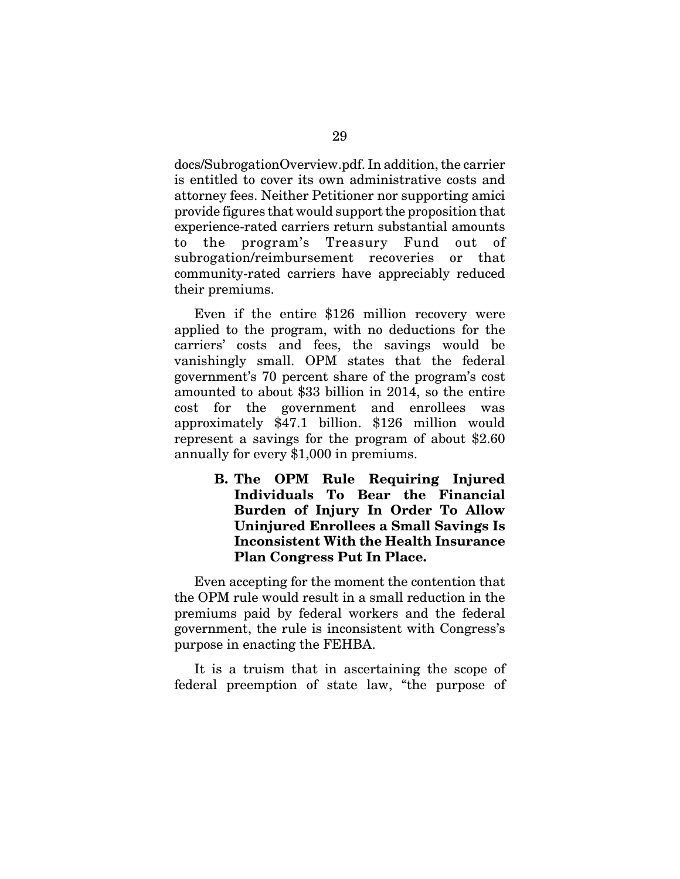docs/SubrogationOverview.pdf. In addition, the carrier is entitled to cover its own administrative costs and attorney fees. Neither Petitioner nor supporting amici provide figures that would support the proposition that experience-rated carriers return substantial amounts to the program's Treasury Fund out of subrogation/reimbursement recoveries or that community-rated carriers have appreciably reduced their premiums.

Even if the entire $126 million recovery were applied to the program, with no deductions for the carriers' costs and fees, the savings would be vanishingly small. OPM states that the federal government's 70 percent share of the program's cost amounted to about $33 billion in 2014, so the entire cost for the government and enrollees was approximately $47.1 billion. $126 million would represent a savings for the program of about $2.60 annually for every $1,000 in premiums.

### B. The OPM Rule Requiring Injured Individuals To Bear the Financial Burden of Injury In Order To Allow Uninjured Enrollees a Small Savings Is Inconsistent With the Health Insurance Plan Congress Put In Place.

Even accepting for the moment the contention that the OPM rule would result in a small reduction in the premiums paid by federal workers and the federal government, the rule is inconsistent with Congress's purpose in enacting the FEHBA.

It is a truism that in ascertaining the scope of federal preemption of state law, "the purpose of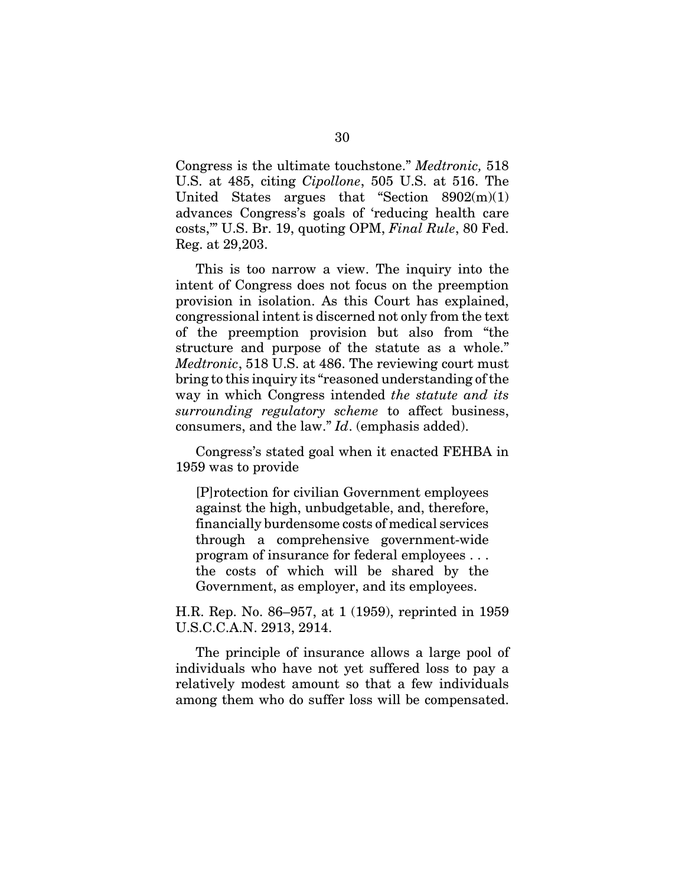Congress is the ultimate touchstone." *Medtronic,* 518 U.S. at 485, citing *Cipollone*, 505 U.S. at 516. The United States argues that "Section 8902(m)(1) advances Congress's goals of 'reducing health care costs,'" U.S. Br. 19, quoting OPM, *Final Rule*, 80 Fed. Reg. at 29,203.

This is too narrow a view. The inquiry into the intent of Congress does not focus on the preemption provision in isolation. As this Court has explained, congressional intent is discerned not only from the text of the preemption provision but also from "the structure and purpose of the statute as a whole." *Medtronic*, 518 U.S. at 486. The reviewing court must bring to this inquiry its "reasoned understanding of the way in which Congress intended *the statute and its surrounding regulatory scheme* to affect business, consumers, and the law." *Id*. (emphasis added).

Congress's stated goal when it enacted FEHBA in 1959 was to provide

> [P]rotection for civilian Government employees against the high, unbudgetable, and, therefore, financially burdensome costs of medical services through a comprehensive government-wide program of insurance for federal employees . . . the costs of which will be shared by the Government, as employer, and its employees.

H.R. Rep. No. 86–957, at 1 (1959), reprinted in 1959 U.S.C.C.A.N. 2913, 2914.

The principle of insurance allows a large pool of individuals who have not yet suffered loss to pay a relatively modest amount so that a few individuals among them who do suffer loss will be compensated.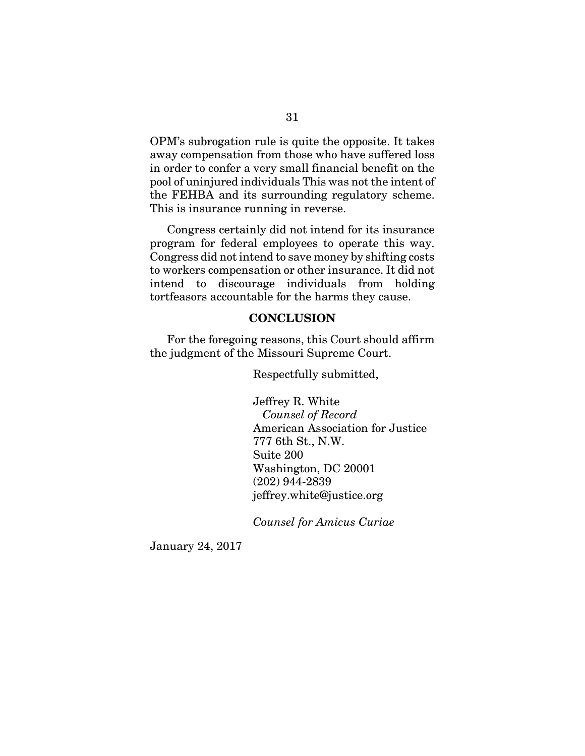OPM's subrogation rule is quite the opposite. It takes away compensation from those who have suffered loss in order to confer a very small financial benefit on the pool of uninjured individuals This was not the intent of the FEHBA and its surrounding regulatory scheme. This is insurance running in reverse.

Congress certainly did not intend for its insurance program for federal employees to operate this way. Congress did not intend to save money by shifting costs to workers compensation or other insurance. It did not intend to discourage individuals from holding tortfeasors accountable for the harms they cause.

## CONCLUSION

For the foregoing reasons, this Court should affirm the judgment of the Missouri Supreme Court.

Respectfully submitted,

Jeffrey R. White
*Counsel of Record*
American Association for Justice
777 6th St., N.W.
Suite 200
Washington, DC 20001
(202) 944-2839
jeffrey.white@justice.org

*Counsel for Amicus Curiae*

January 24, 2017